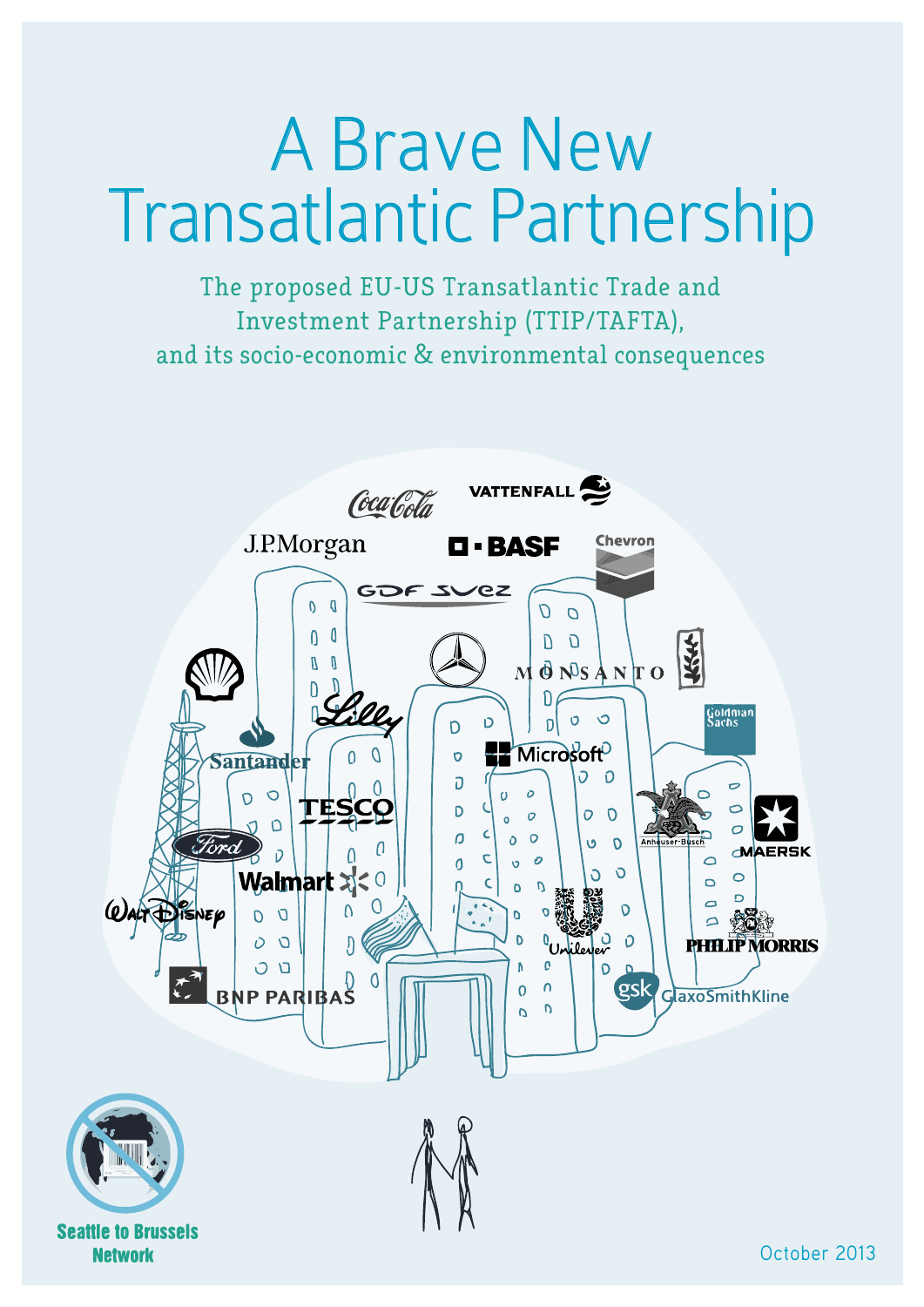# A Brave New Transatlantic Partnership

The proposed EU-US Transatlantic Trade and Investment Partnership (TTIP/TAFTA), and its socio-economic & environmental consequences

Seattle to Brussels Network

October 2013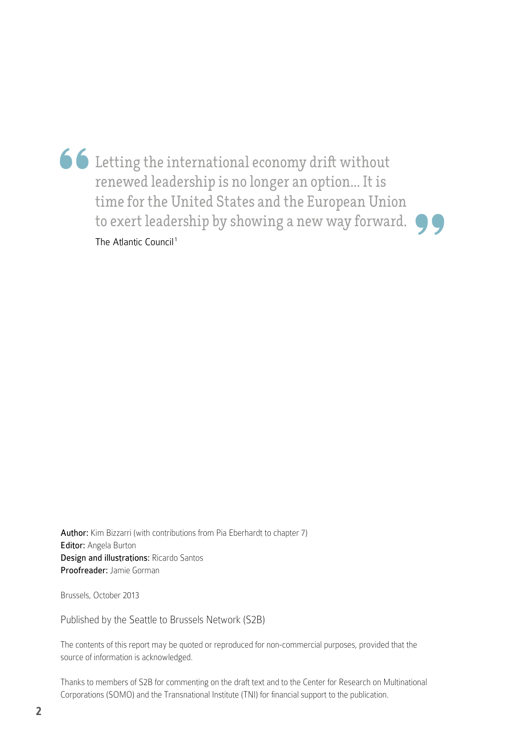> Letting the international economy drift without renewed leadership is no longer an option... It is time for the United States and the European Union to exert leadership by showing a new way forward.
>
> The Atlantic Council[1]

**Author:** Kim Bizzarri (with contributions from Pia Eberhardt to chapter 7)
**Editor:** Angela Burton
**Design and illustrations:** Ricardo Santos
**Proofreader:** Jamie Gorman

Brussels, October 2013

Published by the Seattle to Brussels Network (S2B)

The contents of this report may be quoted or reproduced for non-commercial purposes, provided that the source of information is acknowledged.

Thanks to members of S2B for commenting on the draft text and to the Center for Research on Multinational Corporations (SOMO) and the Transnational Institute (TNI) for financial support to the publication.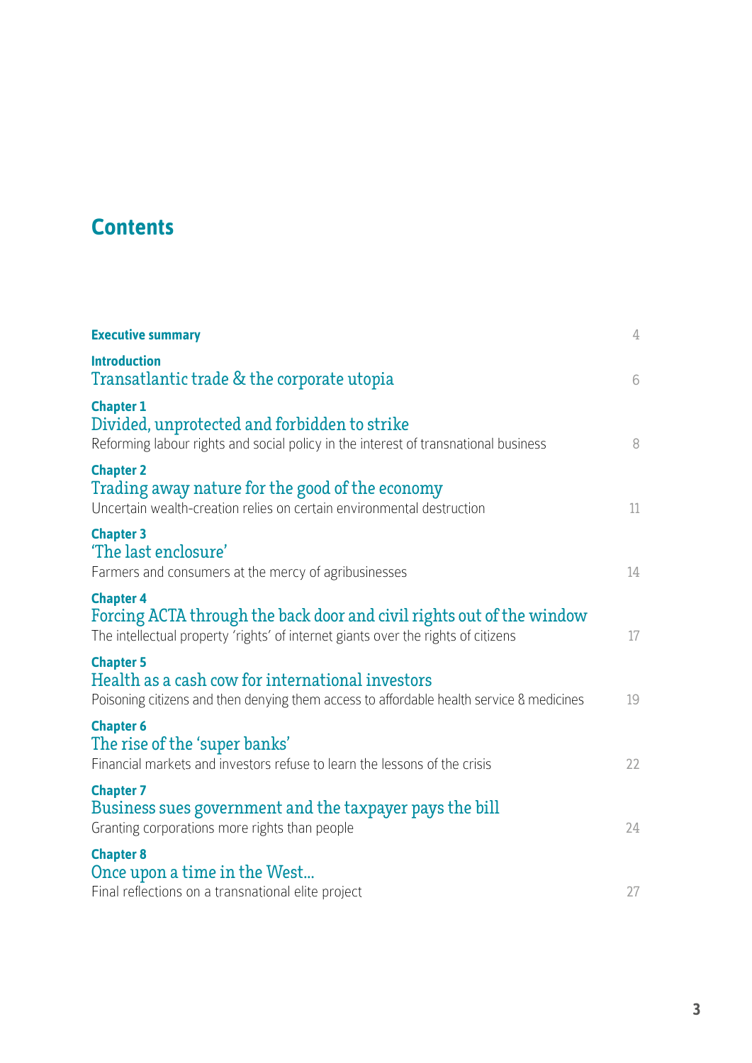# Contents

| | |
|---|---|
| **Executive summary** | 4 |
| **Introduction**<br>Transatlantic trade & the corporate utopia | 6 |
| **Chapter 1**<br>Divided, unprotected and forbidden to strike<br>Reforming labour rights and social policy in the interest of transnational business | 8 |
| **Chapter 2**<br>Trading away nature for the good of the economy<br>Uncertain wealth-creation relies on certain environmental destruction | 11 |
| **Chapter 3**<br>'The last enclosure'<br>Farmers and consumers at the mercy of agribusinesses | 14 |
| **Chapter 4**<br>Forcing ACTA through the back door and civil rights out of the window<br>The intellectual property 'rights' of internet giants over the rights of citizens | 17 |
| **Chapter 5**<br>Health as a cash cow for international investors<br>Poisoning citizens and then denying them access to affordable health service & medicines | 19 |
| **Chapter 6**<br>The rise of the 'super banks'<br>Financial markets and investors refuse to learn the lessons of the crisis | 22 |
| **Chapter 7**<br>Business sues government and the taxpayer pays the bill<br>Granting corporations more rights than people | 24 |
| **Chapter 8**<br>Once upon a time in the West…<br>Final reflections on a transnational elite project | 27 |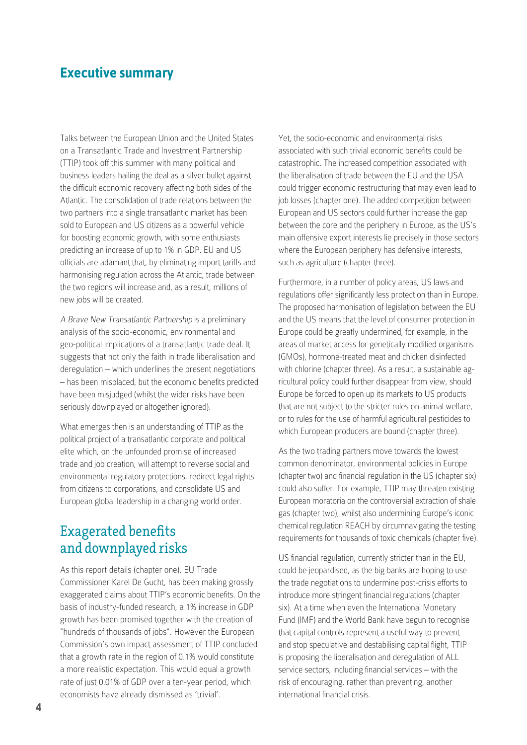# Executive summary

Talks between the European Union and the United States on a Transatlantic Trade and Investment Partnership (TTIP) took off this summer with many political and business leaders hailing the deal as a silver bullet against the difficult economic recovery affecting both sides of the Atlantic. The consolidation of trade relations between the two partners into a single transatlantic market has been sold to European and US citizens as a powerful vehicle for boosting economic growth, with some enthusiasts predicting an increase of up to 1% in GDP. EU and US officials are adamant that, by eliminating import tariffs and harmonising regulation across the Atlantic, trade between the two regions will increase and, as a result, millions of new jobs will be created.

*A Brave New Transatlantic Partnership* is a preliminary analysis of the socio-economic, environmental and geo-political implications of a transatlantic trade deal. It suggests that not only the faith in trade liberalisation and deregulation – which underlines the present negotiations – has been misplaced, but the economic benefits predicted have been misjudged (whilst the wider risks have been seriously downplayed or altogether ignored).

What emerges then is an understanding of TTIP as the political project of a transatlantic corporate and political elite which, on the unfounded promise of increased trade and job creation, will attempt to reverse social and environmental regulatory protections, redirect legal rights from citizens to corporations, and consolidate US and European global leadership in a changing world order.

## Exagerated benefits and downplayed risks

As this report details (chapter one), EU Trade Commissioner Karel De Gucht, has been making grossly exaggerated claims about TTIP's economic benefits. On the basis of industry-funded research, a 1% increase in GDP growth has been promised together with the creation of "hundreds of thousands of jobs". However the European Commission's own impact assessment of TTIP concluded that a growth rate in the region of 0.1% would constitute a more realistic expectation. This would equal a growth rate of just 0.01% of GDP over a ten-year period, which economists have already dismissed as 'trivial'.

Yet, the socio-economic and environmental risks associated with such trivial economic benefits could be catastrophic. The increased competition associated with the liberalisation of trade between the EU and the USA could trigger economic restructuring that may even lead to job losses (chapter one). The added competition between European and US sectors could further increase the gap between the core and the periphery in Europe, as the US's main offensive export interests lie precisely in those sectors where the European periphery has defensive interests, such as agriculture (chapter three).

Furthermore, in a number of policy areas, US laws and regulations offer significantly less protection than in Europe. The proposed harmonisation of legislation between the EU and the US means that the level of consumer protection in Europe could be greatly undermined, for example, in the areas of market access for genetically modified organisms (GMOs), hormone-treated meat and chicken disinfected with chlorine (chapter three). As a result, a sustainable agricultural policy could further disappear from view, should Europe be forced to open up its markets to US products that are not subject to the stricter rules on animal welfare, or to rules for the use of harmful agricultural pesticides to which European producers are bound (chapter three).

As the two trading partners move towards the lowest common denominator, environmental policies in Europe (chapter two) and financial regulation in the US (chapter six) could also suffer. For example, TTIP may threaten existing European moratoria on the controversial extraction of shale gas (chapter two), whilst also undermining Europe's iconic chemical regulation REACH by circumnavigating the testing requirements for thousands of toxic chemicals (chapter five).

US financial regulation, currently stricter than in the EU, could be jeopardised, as the big banks are hoping to use the trade negotiations to undermine post-crisis efforts to introduce more stringent financial regulations (chapter six). At a time when even the International Monetary Fund (IMF) and the World Bank have begun to recognise that capital controls represent a useful way to prevent and stop speculative and destabilising capital flight, TTIP is proposing the liberalisation and deregulation of ALL service sectors, including financial services – with the risk of encouraging, rather than preventing, another international financial crisis.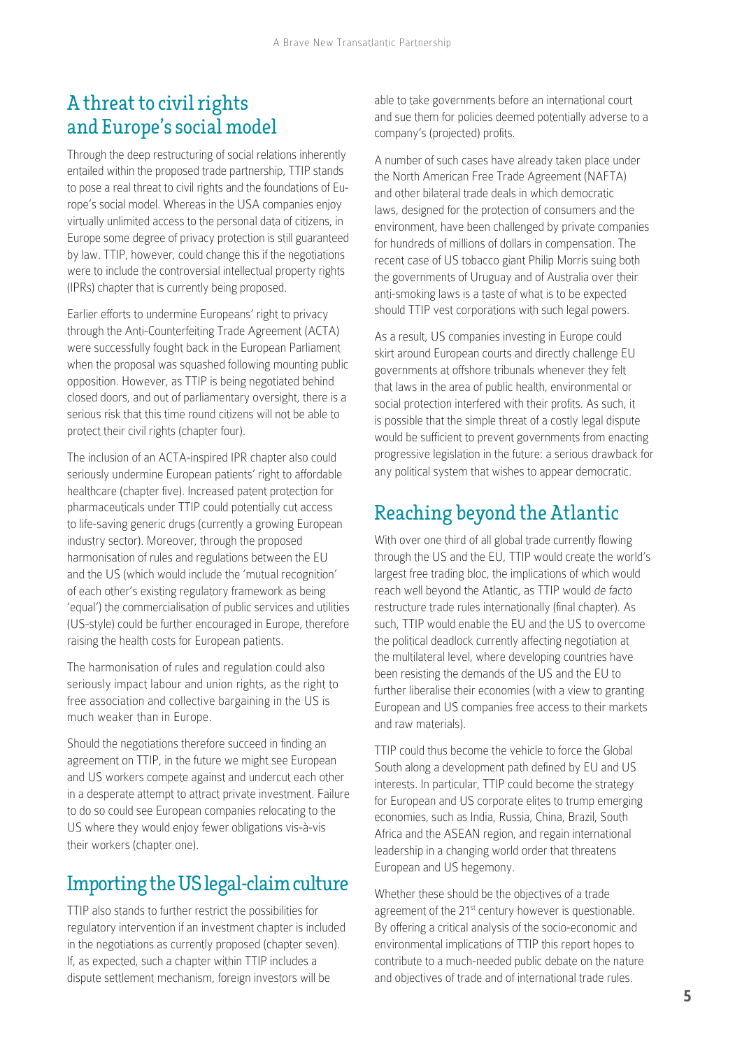## A threat to civil rights and Europe's social model

Through the deep restructuring of social relations inherently entailed within the proposed trade partnership, TTIP stands to pose a real threat to civil rights and the foundations of Europe's social model. Whereas in the USA companies enjoy virtually unlimited access to the personal data of citizens, in Europe some degree of privacy protection is still guaranteed by law. TTIP, however, could change this if the negotiations were to include the controversial intellectual property rights (IPRs) chapter that is currently being proposed.

Earlier efforts to undermine Europeans' right to privacy through the Anti-Counterfeiting Trade Agreement (ACTA) were successfully fought back in the European Parliament when the proposal was squashed following mounting public opposition. However, as TTIP is being negotiated behind closed doors, and out of parliamentary oversight, there is a serious risk that this time round citizens will not be able to protect their civil rights (chapter four).

The inclusion of an ACTA-inspired IPR chapter also could seriously undermine European patients' right to affordable healthcare (chapter five). Increased patent protection for pharmaceuticals under TTIP could potentially cut access to life-saving generic drugs (currently a growing European industry sector). Moreover, through the proposed harmonisation of rules and regulations between the EU and the US (which would include the 'mutual recognition' of each other's existing regulatory framework as being 'equal') the commercialisation of public services and utilities (US-style) could be further encouraged in Europe, therefore raising the health costs for European patients.

The harmonisation of rules and regulation could also seriously impact labour and union rights, as the right to free association and collective bargaining in the US is much weaker than in Europe.

Should the negotiations therefore succeed in finding an agreement on TTIP, in the future we might see European and US workers compete against and undercut each other in a desperate attempt to attract private investment. Failure to do so could see European companies relocating to the US where they would enjoy fewer obligations vis-à-vis their workers (chapter one).

## Importing the US legal-claim culture

TTIP also stands to further restrict the possibilities for regulatory intervention if an investment chapter is included in the negotiations as currently proposed (chapter seven). If, as expected, such a chapter within TTIP includes a dispute settlement mechanism, foreign investors will be able to take governments before an international court and sue them for policies deemed potentially adverse to a company's (projected) profits.

A number of such cases have already taken place under the North American Free Trade Agreement (NAFTA) and other bilateral trade deals in which democratic laws, designed for the protection of consumers and the environment, have been challenged by private companies for hundreds of millions of dollars in compensation. The recent case of US tobacco giant Philip Morris suing both the governments of Uruguay and of Australia over their anti-smoking laws is a taste of what is to be expected should TTIP vest corporations with such legal powers.

As a result, US companies investing in Europe could skirt around European courts and directly challenge EU governments at offshore tribunals whenever they felt that laws in the area of public health, environmental or social protection interfered with their profits. As such, it is possible that the simple threat of a costly legal dispute would be sufficient to prevent governments from enacting progressive legislation in the future: a serious drawback for any political system that wishes to appear democratic.

## Reaching beyond the Atlantic

With over one third of all global trade currently flowing through the US and the EU, TTIP would create the world's largest free trading bloc, the implications of which would reach well beyond the Atlantic, as TTIP would *de facto* restructure trade rules internationally (final chapter). As such, TTIP would enable the EU and the US to overcome the political deadlock currently affecting negotiation at the multilateral level, where developing countries have been resisting the demands of the US and the EU to further liberalise their economies (with a view to granting European and US companies free access to their markets and raw materials).

TTIP could thus become the vehicle to force the Global South along a development path defined by EU and US interests. In particular, TTIP could become the strategy for European and US corporate elites to trump emerging economies, such as India, Russia, China, Brazil, South Africa and the ASEAN region, and regain international leadership in a changing world order that threatens European and US hegemony.

Whether these should be the objectives of a trade agreement of the 21st century however is questionable. By offering a critical analysis of the socio-economic and environmental implications of TTIP this report hopes to contribute to a much-needed public debate on the nature and objectives of trade and of international trade rules.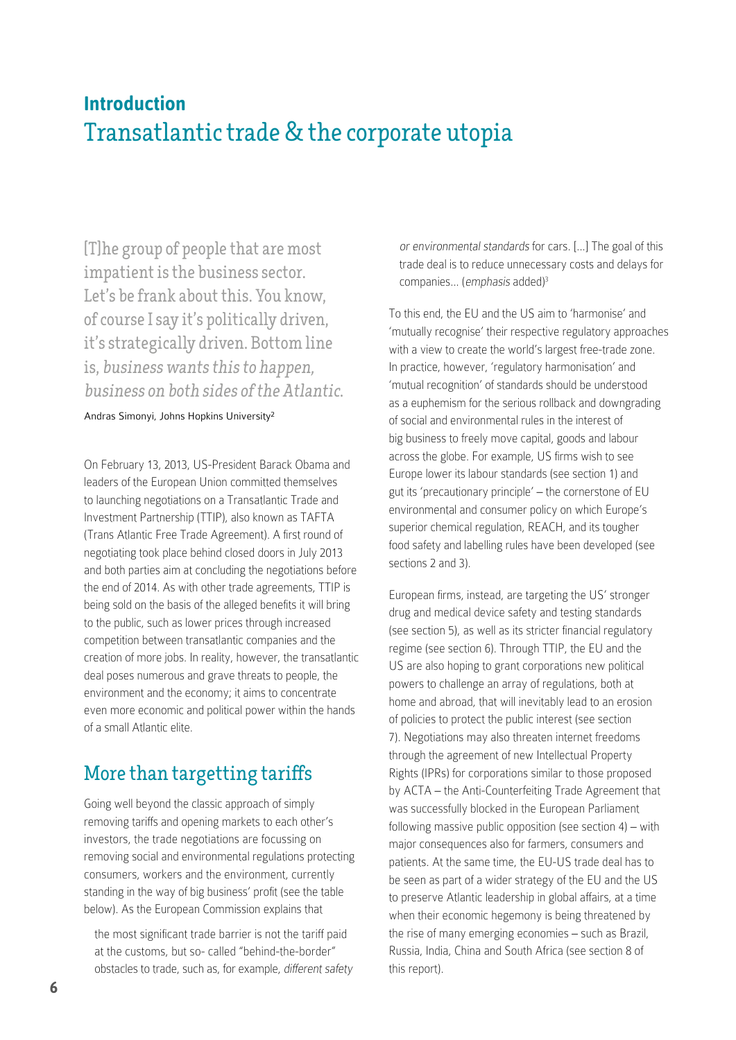# Introduction
# Transatlantic trade & the corporate utopia

> [T]he group of people that are most impatient is the business sector. Let's be frank about this. You know, of course I say it's politically driven, it's strategically driven. Bottom line is, *business wants this to happen, business on both sides of the Atlantic.*
>
> Andras Simonyi, Johns Hopkins University[2]

On February 13, 2013, US-President Barack Obama and leaders of the European Union committed themselves to launching negotiations on a Transatlantic Trade and Investment Partnership (TTIP), also known as TAFTA (Trans Atlantic Free Trade Agreement). A first round of negotiating took place behind closed doors in July 2013 and both parties aim at concluding the negotiations before the end of 2014. As with other trade agreements, TTIP is being sold on the basis of the alleged benefits it will bring to the public, such as lower prices through increased competition between transatlantic companies and the creation of more jobs. In reality, however, the transatlantic deal poses numerous and grave threats to people, the environment and the economy; it aims to concentrate even more economic and political power within the hands of a small Atlantic elite.

## More than targetting tariffs

Going well beyond the classic approach of simply removing tariffs and opening markets to each other's investors, the trade negotiations are focussing on removing social and environmental regulations protecting consumers, workers and the environment, currently standing in the way of big business' profit (see the table below). As the European Commission explains that

> the most significant trade barrier is not the tariff paid at the customs, but so- called "behind-the-border" obstacles to trade, such as, for example, *different safety or environmental standards* for cars. [...] The goal of this trade deal is to reduce unnecessary costs and delays for companies... (*emphasis* added)[3]

To this end, the EU and the US aim to 'harmonise' and 'mutually recognise' their respective regulatory approaches with a view to create the world's largest free-trade zone. In practice, however, 'regulatory harmonisation' and 'mutual recognition' of standards should be understood as a euphemism for the serious rollback and downgrading of social and environmental rules in the interest of big business to freely move capital, goods and labour across the globe. For example, US firms wish to see Europe lower its labour standards (see section 1) and gut its 'precautionary principle' – the cornerstone of EU environmental and consumer policy on which Europe's superior chemical regulation, REACH, and its tougher food safety and labelling rules have been developed (see sections 2 and 3).

European firms, instead, are targeting the US' stronger drug and medical device safety and testing standards (see section 5), as well as its stricter financial regulatory regime (see section 6). Through TTIP, the EU and the US are also hoping to grant corporations new political powers to challenge an array of regulations, both at home and abroad, that will inevitably lead to an erosion of policies to protect the public interest (see section 7). Negotiations may also threaten internet freedoms through the agreement of new Intellectual Property Rights (IPRs) for corporations similar to those proposed by ACTA – the Anti-Counterfeiting Trade Agreement that was successfully blocked in the European Parliament following massive public opposition (see section 4) – with major consequences also for farmers, consumers and patients. At the same time, the EU-US trade deal has to be seen as part of a wider strategy of the EU and the US to preserve Atlantic leadership in global affairs, at a time when their economic hegemony is being threatened by the rise of many emerging economies – such as Brazil, Russia, India, China and South Africa (see section 8 of this report).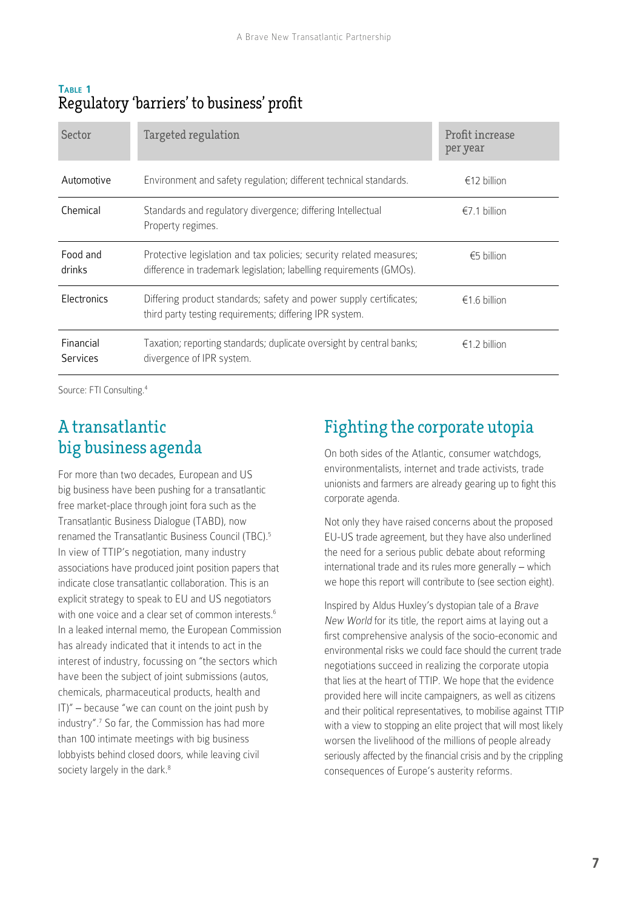**TABLE 1**

### Regulatory 'barriers' to business' profit

| Sector | Targeted regulation | Profit increase per year |
|---|---|---|
| Automotive | Environment and safety regulation; different technical standards. | €12 billion |
| Chemical | Standards and regulatory divergence; differing Intellectual Property regimes. | €7.1 billion |
| Food and drinks | Protective legislation and tax policies; security related measures; difference in trademark legislation; labelling requirements (GMOs). | €5 billion |
| Electronics | Differing product standards; safety and power supply certificates; third party testing requirements; differing IPR system. | €1.6 billion |
| Financial Services | Taxation; reporting standards; duplicate oversight by central banks; divergence of IPR system. | €1.2 billion |

Source: FTI Consulting.[4]

## A transatlantic big business agenda

For more than two decades, European and US big business have been pushing for a transatlantic free market-place through joint fora such as the Transatlantic Business Dialogue (TABD), now renamed the Transatlantic Business Council (TBC).[5] In view of TTIP's negotiation, many industry associations have produced joint position papers that indicate close transatlantic collaboration. This is an explicit strategy to speak to EU and US negotiators with one voice and a clear set of common interests.[6] In a leaked internal memo, the European Commission has already indicated that it intends to act in the interest of industry, focussing on "the sectors which have been the subject of joint submissions (autos, chemicals, pharmaceutical products, health and IT)" – because "we can count on the joint push by industry".[7] So far, the Commission has had more than 100 intimate meetings with big business lobbyists behind closed doors, while leaving civil society largely in the dark.[8]

## Fighting the corporate utopia

On both sides of the Atlantic, consumer watchdogs, environmentalists, internet and trade activists, trade unionists and farmers are already gearing up to fight this corporate agenda.

Not only they have raised concerns about the proposed EU-US trade agreement, but they have also underlined the need for a serious public debate about reforming international trade and its rules more generally – which we hope this report will contribute to (see section eight).

Inspired by Aldus Huxley's dystopian tale of a *Brave New World* for its title, the report aims at laying out a first comprehensive analysis of the socio-economic and environmental risks we could face should the current trade negotiations succeed in realizing the corporate utopia that lies at the heart of TTIP. We hope that the evidence provided here will incite campaigners, as well as citizens and their political representatives, to mobilise against TTIP with a view to stopping an elite project that will most likely worsen the livelihood of the millions of people already seriously affected by the financial crisis and by the crippling consequences of Europe's austerity reforms.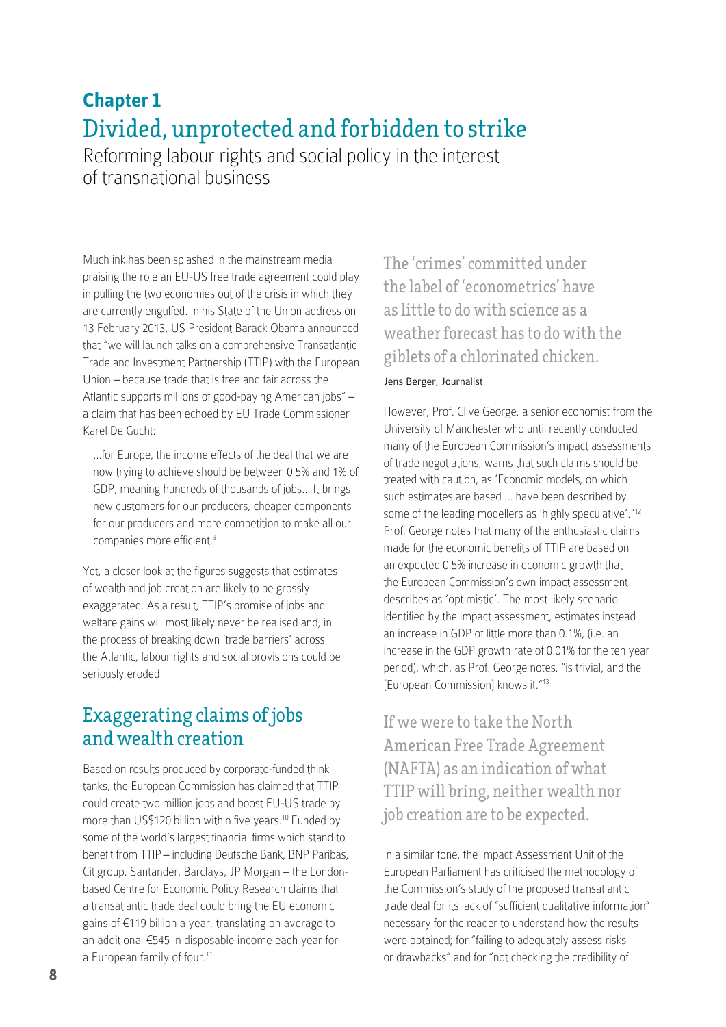# Chapter 1

# Divided, unprotected and forbidden to strike

Reforming labour rights and social policy in the interest of transnational business

Much ink has been splashed in the mainstream media praising the role an EU-US free trade agreement could play in pulling the two economies out of the crisis in which they are currently engulfed. In his State of the Union address on 13 February 2013, US President Barack Obama announced that "we will launch talks on a comprehensive Transatlantic Trade and Investment Partnership (TTIP) with the European Union – because trade that is free and fair across the Atlantic supports millions of good-paying American jobs" – a claim that has been echoed by EU Trade Commissioner Karel De Gucht:

> ...for Europe, the income effects of the deal that we are now trying to achieve should be between 0.5% and 1% of GDP, meaning hundreds of thousands of jobs... It brings new customers for our producers, cheaper components for our producers and more competition to make all our companies more efficient.[9]

Yet, a closer look at the figures suggests that estimates of wealth and job creation are likely to be grossly exaggerated. As a result, TTIP's promise of jobs and welfare gains will most likely never be realised and, in the process of breaking down 'trade barriers' across the Atlantic, labour rights and social provisions could be seriously eroded.

## Exaggerating claims of jobs and wealth creation

Based on results produced by corporate-funded think tanks, the European Commission has claimed that TTIP could create two million jobs and boost EU-US trade by more than US$120 billion within five years.[10] Funded by some of the world's largest financial firms which stand to benefit from TTIP – including Deutsche Bank, BNP Paribas, Citigroup, Santander, Barclays, JP Morgan – the London-based Centre for Economic Policy Research claims that a transatlantic trade deal could bring the EU economic gains of €119 billion a year, translating on average to an additional €545 in disposable income each year for a European family of four.[11]

> The 'crimes' committed under the label of 'econometrics' have as little to do with science as a weather forecast has to do with the giblets of a chlorinated chicken.
>
> Jens Berger, Journalist

However, Prof. Clive George, a senior economist from the University of Manchester who until recently conducted many of the European Commission's impact assessments of trade negotiations, warns that such claims should be treated with caution, as 'Economic models, on which such estimates are based ... have been described by some of the leading modellers as 'highly speculative'."[12] Prof. George notes that many of the enthusiastic claims made for the economic benefits of TTIP are based on an expected 0.5% increase in economic growth that the European Commission's own impact assessment describes as 'optimistic'. The most likely scenario identified by the impact assessment, estimates instead an increase in GDP of little more than 0.1%, (i.e. an increase in the GDP growth rate of 0.01% for the ten year period), which, as Prof. George notes, "is trivial, and the [European Commission] knows it."[13]

> If we were to take the North American Free Trade Agreement (NAFTA) as an indication of what TTIP will bring, neither wealth nor job creation are to be expected.

In a similar tone, the Impact Assessment Unit of the European Parliament has criticised the methodology of the Commission's study of the proposed transatlantic trade deal for its lack of "sufficient qualitative information" necessary for the reader to understand how the results were obtained; for "failing to adequately assess risks or drawbacks" and for "not checking the credibility of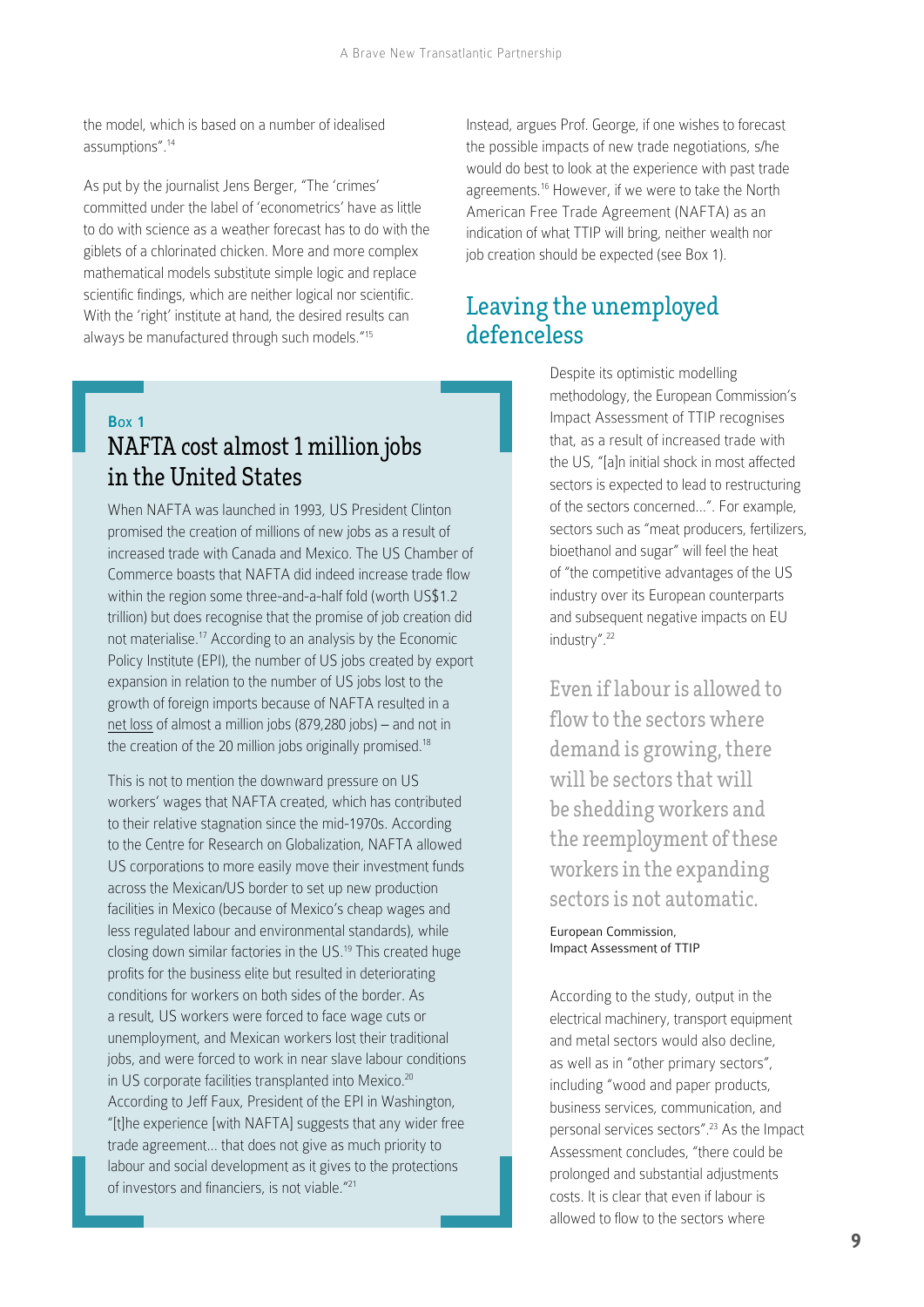the model, which is based on a number of idealised assumptions".[14]

As put by the journalist Jens Berger, "The 'crimes' committed under the label of 'econometrics' have as little to do with science as a weather forecast has to do with the giblets of a chlorinated chicken. More and more complex mathematical models substitute simple logic and replace scientific findings, which are neither logical nor scientific. With the 'right' institute at hand, the desired results can always be manufactured through such models."[15]

Instead, argues Prof. George, if one wishes to forecast the possible impacts of new trade negotiations, s/he would do best to look at the experience with past trade agreements.[16] However, if we were to take the North American Free Trade Agreement (NAFTA) as an indication of what TTIP will bring, neither wealth nor job creation should be expected (see Box 1).

**Box 1**

### NAFTA cost almost 1 million jobs in the United States

When NAFTA was launched in 1993, US President Clinton promised the creation of millions of new jobs as a result of increased trade with Canada and Mexico. The US Chamber of Commerce boasts that NAFTA did indeed increase trade flow within the region some three-and-a-half fold (worth US$1.2 trillion) but does recognise that the promise of job creation did not materialise.[17] According to an analysis by the Economic Policy Institute (EPI), the number of US jobs created by export expansion in relation to the number of US jobs lost to the growth of foreign imports because of NAFTA resulted in a net loss of almost a million jobs (879,280 jobs) – and not in the creation of the 20 million jobs originally promised.[18]

This is not to mention the downward pressure on US workers' wages that NAFTA created, which has contributed to their relative stagnation since the mid-1970s. According to the Centre for Research on Globalization, NAFTA allowed US corporations to more easily move their investment funds across the Mexican/US border to set up new production facilities in Mexico (because of Mexico's cheap wages and less regulated labour and environmental standards), while closing down similar factories in the US.[19] This created huge profits for the business elite but resulted in deteriorating conditions for workers on both sides of the border. As a result, US workers were forced to face wage cuts or unemployment, and Mexican workers lost their traditional jobs, and were forced to work in near slave labour conditions in US corporate facilities transplanted into Mexico.[20] According to Jeff Faux, President of the EPI in Washington, "[t]he experience [with NAFTA] suggests that any wider free trade agreement… that does not give as much priority to labour and social development as it gives to the protections of investors and financiers, is not viable."[21]

## Leaving the unemployed defenceless

Despite its optimistic modelling methodology, the European Commission's Impact Assessment of TTIP recognises that, as a result of increased trade with the US, "[a]n initial shock in most affected sectors is expected to lead to restructuring of the sectors concerned…". For example, sectors such as "meat producers, fertilizers, bioethanol and sugar" will feel the heat of "the competitive advantages of the US industry over its European counterparts and subsequent negative impacts on EU industry".[22]

> Even if labour is allowed to flow to the sectors where demand is growing, there will be sectors that will be shedding workers and the reemployment of these workers in the expanding sectors is not automatic.
>
> European Commission, Impact Assessment of TTIP

According to the study, output in the electrical machinery, transport equipment and metal sectors would also decline, as well as in "other primary sectors", including "wood and paper products, business services, communication, and personal services sectors".[23] As the Impact Assessment concludes, "there could be prolonged and substantial adjustments costs. It is clear that even if labour is allowed to flow to the sectors where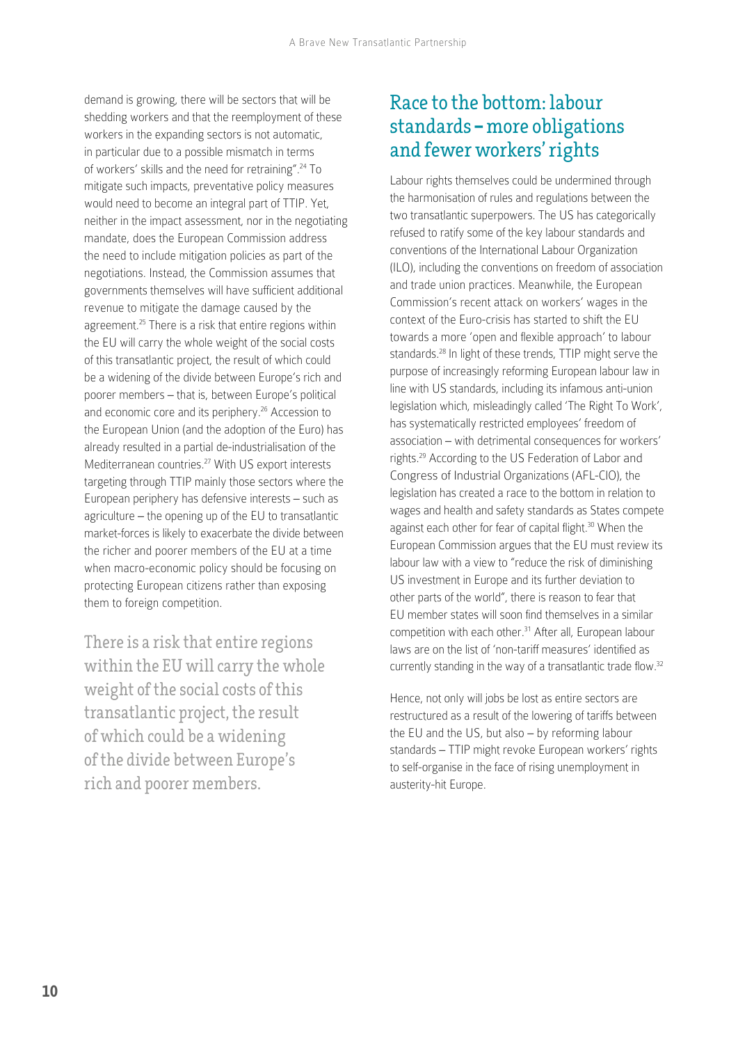demand is growing, there will be sectors that will be shedding workers and that the reemployment of these workers in the expanding sectors is not automatic, in particular due to a possible mismatch in terms of workers' skills and the need for retraining".[24] To mitigate such impacts, preventative policy measures would need to become an integral part of TTIP. Yet, neither in the impact assessment, nor in the negotiating mandate, does the European Commission address the need to include mitigation policies as part of the negotiations. Instead, the Commission assumes that governments themselves will have sufficient additional revenue to mitigate the damage caused by the agreement.[25] There is a risk that entire regions within the EU will carry the whole weight of the social costs of this transatlantic project, the result of which could be a widening of the divide between Europe's rich and poorer members – that is, between Europe's political and economic core and its periphery.[26] Accession to the European Union (and the adoption of the Euro) has already resulted in a partial de-industrialisation of the Mediterranean countries.[27] With US export interests targeting through TTIP mainly those sectors where the European periphery has defensive interests – such as agriculture – the opening up of the EU to transatlantic market-forces is likely to exacerbate the divide between the richer and poorer members of the EU at a time when macro-economic policy should be focusing on protecting European citizens rather than exposing them to foreign competition.

> There is a risk that entire regions within the EU will carry the whole weight of the social costs of this transatlantic project, the result of which could be a widening of the divide between Europe's rich and poorer members.

## Race to the bottom: labour standards – more obligations and fewer workers' rights

Labour rights themselves could be undermined through the harmonisation of rules and regulations between the two transatlantic superpowers. The US has categorically refused to ratify some of the key labour standards and conventions of the International Labour Organization (ILO), including the conventions on freedom of association and trade union practices. Meanwhile, the European Commission's recent attack on workers' wages in the context of the Euro-crisis has started to shift the EU towards a more 'open and flexible approach' to labour standards.[28] In light of these trends, TTIP might serve the purpose of increasingly reforming European labour law in line with US standards, including its infamous anti-union legislation which, misleadingly called 'The Right To Work', has systematically restricted employees' freedom of association – with detrimental consequences for workers' rights.[29] According to the US Federation of Labor and Congress of Industrial Organizations (AFL-CIO), the legislation has created a race to the bottom in relation to wages and health and safety standards as States compete against each other for fear of capital flight.[30] When the European Commission argues that the EU must review its labour law with a view to "reduce the risk of diminishing US investment in Europe and its further deviation to other parts of the world", there is reason to fear that EU member states will soon find themselves in a similar competition with each other.[31] After all, European labour laws are on the list of 'non-tariff measures' identified as currently standing in the way of a transatlantic trade flow.[32]

Hence, not only will jobs be lost as entire sectors are restructured as a result of the lowering of tariffs between the EU and the US, but also – by reforming labour standards – TTIP might revoke European workers' rights to self-organise in the face of rising unemployment in austerity-hit Europe.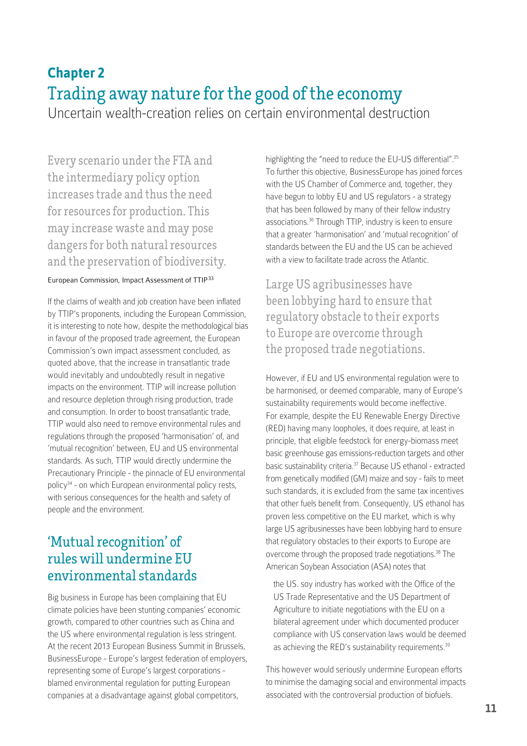# Chapter 2

## Trading away nature for the good of the economy

Uncertain wealth-creation relies on certain environmental destruction

> Every scenario under the FTA and the intermediary policy option increases trade and thus the need for resources for production. This may increase waste and may pose dangers for both natural resources and the preservation of biodiversity.
>
> European Commission, Impact Assessment of TTIP[33]

If the claims of wealth and job creation have been inflated by TTIP's proponents, including the European Commission, it is interesting to note how, despite the methodological bias in favour of the proposed trade agreement, the European Commission's own impact assessment concluded, as quoted above, that the increase in transatlantic trade would inevitably and undoubtedly result in negative impacts on the environment. TTIP will increase pollution and resource depletion through rising production, trade and consumption. In order to boost transatlantic trade, TTIP would also need to remove environmental rules and regulations through the proposed 'harmonisation' of, and 'mutual recognition' between, EU and US environmental standards. As such, TTIP would directly undermine the Precautionary Principle - the pinnacle of EU environmental policy[34] - on which European environmental policy rests, with serious consequences for the health and safety of people and the environment.

## 'Mutual recognition' of rules will undermine EU environmental standards

Big business in Europe has been complaining that EU climate policies have been stunting companies' economic growth, compared to other countries such as China and the US where environmental regulation is less stringent. At the recent 2013 European Business Summit in Brussels, BusinessEurope - Europe's largest federation of employers, representing some of Europe's largest corporations - blamed environmental regulation for putting European companies at a disadvantage against global competitors, highlighting the "need to reduce the EU-US differential".[35] To further this objective, BusinessEurope has joined forces with the US Chamber of Commerce and, together, they have begun to lobby EU and US regulators - a strategy that has been followed by many of their fellow industry associations.[36] Through TTIP, industry is keen to ensure that a greater 'harmonisation' and 'mutual recognition' of standards between the EU and the US can be achieved with a view to facilitate trade across the Atlantic.

> Large US agribusinesses have been lobbying hard to ensure that regulatory obstacle to their exports to Europe are overcome through the proposed trade negotiations.

However, if EU and US environmental regulation were to be harmonised, or deemed comparable, many of Europe's sustainability requirements would become ineffective. For example, despite the EU Renewable Energy Directive (RED) having many loopholes, it does require, at least in principle, that eligible feedstock for energy-biomass meet basic greenhouse gas emissions-reduction targets and other basic sustainability criteria.[37] Because US ethanol - extracted from genetically modified (GM) maize and soy - fails to meet such standards, it is excluded from the same tax incentives that other fuels benefit from. Consequently, US ethanol has proven less competitive on the EU market, which is why large US agribusinesses have been lobbying hard to ensure that regulatory obstacles to their exports to Europe are overcome through the proposed trade negotiations.[38] The American Soybean Association (ASA) notes that

> the US. soy industry has worked with the Office of the US Trade Representative and the US Department of Agriculture to initiate negotiations with the EU on a bilateral agreement under which documented producer compliance with US conservation laws would be deemed as achieving the RED's sustainability requirements.[39]

This however would seriously undermine European efforts to minimise the damaging social and environmental impacts associated with the controversial production of biofuels.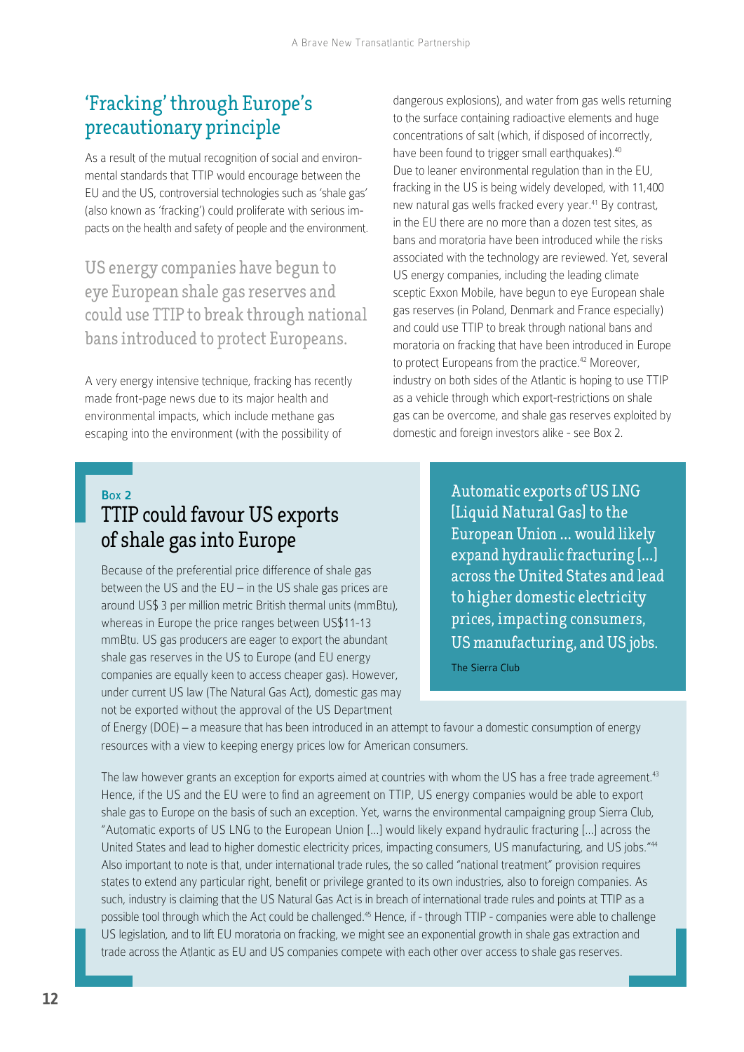## 'Fracking' through Europe's precautionary principle

As a result of the mutual recognition of social and environmental standards that TTIP would encourage between the EU and the US, controversial technologies such as 'shale gas' (also known as 'fracking') could proliferate with serious impacts on the health and safety of people and the environment.

> US energy companies have begun to eye European shale gas reserves and could use TTIP to break through national bans introduced to protect Europeans.

A very energy intensive technique, fracking has recently made front-page news due to its major health and environmental impacts, which include methane gas escaping into the environment (with the possibility of dangerous explosions), and water from gas wells returning to the surface containing radioactive elements and huge concentrations of salt (which, if disposed of incorrectly, have been found to trigger small earthquakes).[40] Due to leaner environmental regulation than in the EU, fracking in the US is being widely developed, with 11,400 new natural gas wells fracked every year.[41] By contrast, in the EU there are no more than a dozen test sites, as bans and moratoria have been introduced while the risks associated with the technology are reviewed. Yet, several US energy companies, including the leading climate sceptic Exxon Mobile, have begun to eye European shale gas reserves (in Poland, Denmark and France especially) and could use TTIP to break through national bans and moratoria on fracking that have been introduced in Europe to protect Europeans from the practice.[42] Moreover, industry on both sides of the Atlantic is hoping to use TTIP as a vehicle through which export-restrictions on shale gas can be overcome, and shale gas reserves exploited by domestic and foreign investors alike - see Box 2.

**Box 2**

### TTIP could favour US exports of shale gas into Europe

> Automatic exports of US LNG [Liquid Natural Gas] to the European Union ... would likely expand hydraulic fracturing [...] across the United States and lead to higher domestic electricity prices, impacting consumers, US manufacturing, and US jobs.
>
> The Sierra Club

Because of the preferential price difference of shale gas between the US and the EU – in the US shale gas prices are around US$ 3 per million metric British thermal units (mmBtu), whereas in Europe the price ranges between US$11-13 mmBtu. US gas producers are eager to export the abundant shale gas reserves in the US to Europe (and EU energy companies are equally keen to access cheaper gas). However, under current US law (The Natural Gas Act), domestic gas may not be exported without the approval of the US Department of Energy (DOE) – a measure that has been introduced in an attempt to favour a domestic consumption of energy resources with a view to keeping energy prices low for American consumers.

The law however grants an exception for exports aimed at countries with whom the US has a free trade agreement.[43] Hence, if the US and the EU were to find an agreement on TTIP, US energy companies would be able to export shale gas to Europe on the basis of such an exception. Yet, warns the environmental campaigning group Sierra Club, "Automatic exports of US LNG to the European Union [...] would likely expand hydraulic fracturing [...] across the United States and lead to higher domestic electricity prices, impacting consumers, US manufacturing, and US jobs."[44] Also important to note is that, under international trade rules, the so called "national treatment" provision requires states to extend any particular right, benefit or privilege granted to its own industries, also to foreign companies. As such, industry is claiming that the US Natural Gas Act is in breach of international trade rules and points at TTIP as a possible tool through which the Act could be challenged.[45] Hence, if - through TTIP - companies were able to challenge US legislation, and to lift EU moratoria on fracking, we might see an exponential growth in shale gas extraction and trade across the Atlantic as EU and US companies compete with each other over access to shale gas reserves.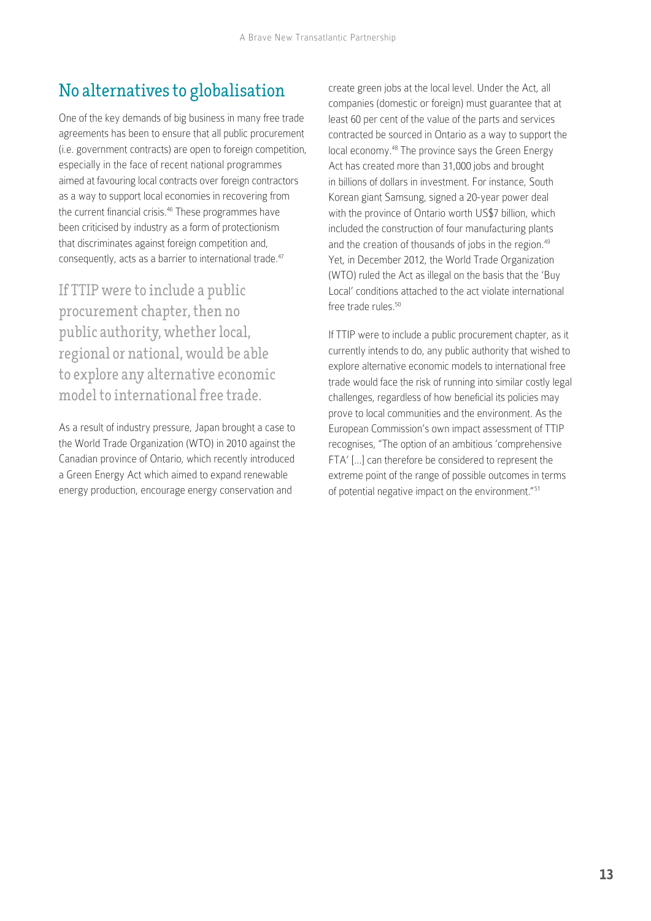## No alternatives to globalisation

One of the key demands of big business in many free trade agreements has been to ensure that all public procurement (i.e. government contracts) are open to foreign competition, especially in the face of recent national programmes aimed at favouring local contracts over foreign contractors as a way to support local economies in recovering from the current financial crisis.[46] These programmes have been criticised by industry as a form of protectionism that discriminates against foreign competition and, consequently, acts as a barrier to international trade.[47]

> If TTIP were to include a public procurement chapter, then no public authority, whether local, regional or national, would be able to explore any alternative economic model to international free trade.

As a result of industry pressure, Japan brought a case to the World Trade Organization (WTO) in 2010 against the Canadian province of Ontario, which recently introduced a Green Energy Act which aimed to expand renewable energy production, encourage energy conservation and create green jobs at the local level. Under the Act, all companies (domestic or foreign) must guarantee that at least 60 per cent of the value of the parts and services contracted be sourced in Ontario as a way to support the local economy.[48] The province says the Green Energy Act has created more than 31,000 jobs and brought in billions of dollars in investment. For instance, South Korean giant Samsung, signed a 20-year power deal with the province of Ontario worth US$7 billion, which included the construction of four manufacturing plants and the creation of thousands of jobs in the region.[49] Yet, in December 2012, the World Trade Organization (WTO) ruled the Act as illegal on the basis that the 'Buy Local' conditions attached to the act violate international free trade rules.[50]

If TTIP were to include a public procurement chapter, as it currently intends to do, any public authority that wished to explore alternative economic models to international free trade would face the risk of running into similar costly legal challenges, regardless of how beneficial its policies may prove to local communities and the environment. As the European Commission's own impact assessment of TTIP recognises, "The option of an ambitious 'comprehensive FTA' […] can therefore be considered to represent the extreme point of the range of possible outcomes in terms of potential negative impact on the environment."[51]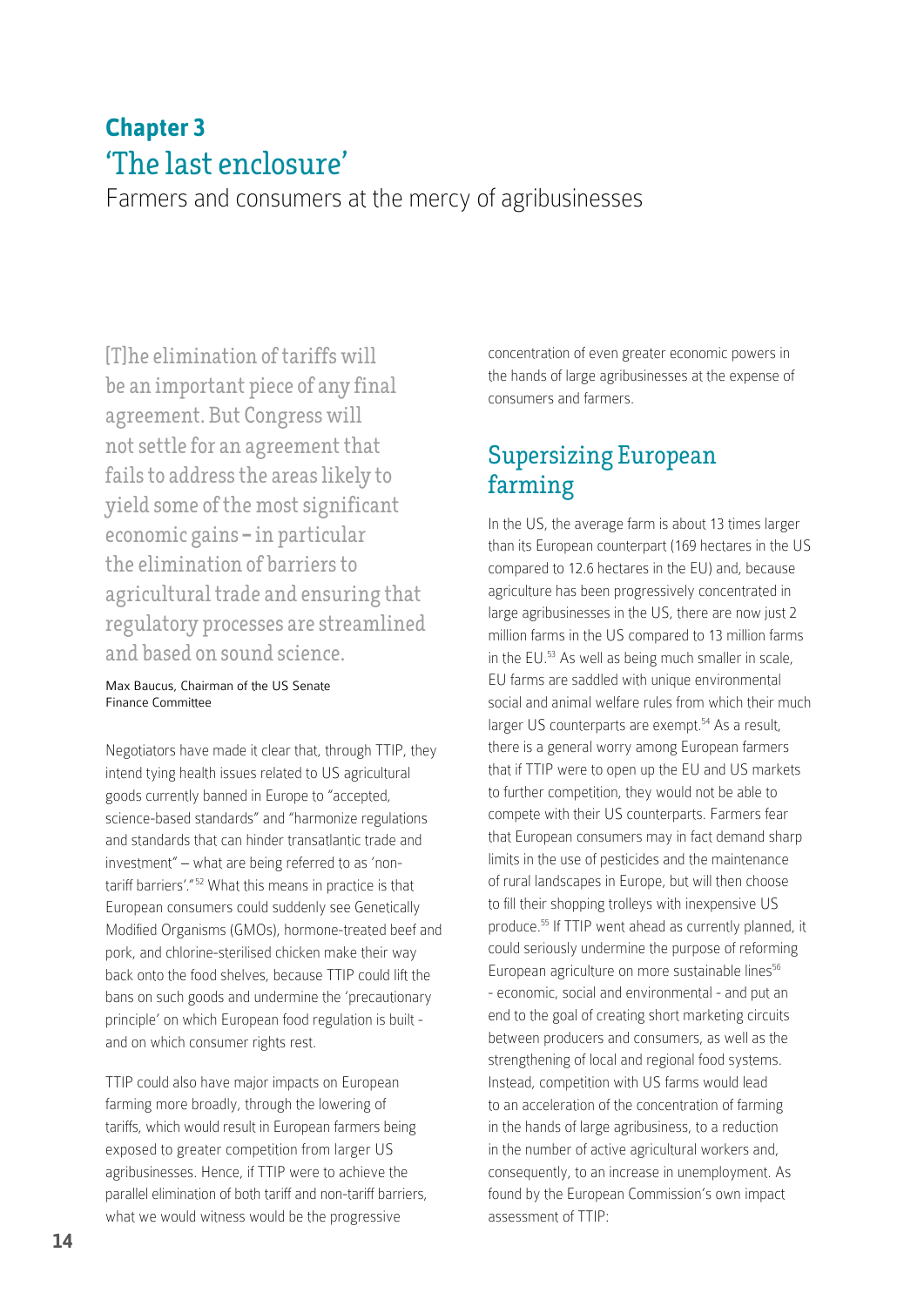**Chapter 3**

# 'The last enclosure'

## Farmers and consumers at the mercy of agribusinesses

> [T]he elimination of tariffs will be an important piece of any final agreement. But Congress will not settle for an agreement that fails to address the areas likely to yield some of the most significant economic gains – in particular the elimination of barriers to agricultural trade and ensuring that regulatory processes are streamlined and based on sound science.
>
> Max Baucus, Chairman of the US Senate Finance Committee

Negotiators have made it clear that, through TTIP, they intend tying health issues related to US agricultural goods currently banned in Europe to "accepted, science-based standards" and "harmonize regulations and standards that can hinder transatlantic trade and investment" – what are being referred to as 'non-tariff barriers'."[52] What this means in practice is that European consumers could suddenly see Genetically Modified Organisms (GMOs), hormone-treated beef and pork, and chlorine-sterilised chicken make their way back onto the food shelves, because TTIP could lift the bans on such goods and undermine the 'precautionary principle' on which European food regulation is built - and on which consumer rights rest.

TTIP could also have major impacts on European farming more broadly, through the lowering of tariffs, which would result in European farmers being exposed to greater competition from larger US agribusinesses. Hence, if TTIP were to achieve the parallel elimination of both tariff and non-tariff barriers, what we would witness would be the progressive concentration of even greater economic powers in the hands of large agribusinesses at the expense of consumers and farmers.

## Supersizing European farming

In the US, the average farm is about 13 times larger than its European counterpart (169 hectares in the US compared to 12.6 hectares in the EU) and, because agriculture has been progressively concentrated in large agribusinesses in the US, there are now just 2 million farms in the US compared to 13 million farms in the EU.[53] As well as being much smaller in scale, EU farms are saddled with unique environmental social and animal welfare rules from which their much larger US counterparts are exempt.[54] As a result, there is a general worry among European farmers that if TTIP were to open up the EU and US markets to further competition, they would not be able to compete with their US counterparts. Farmers fear that European consumers may in fact demand sharp limits in the use of pesticides and the maintenance of rural landscapes in Europe, but will then choose to fill their shopping trolleys with inexpensive US produce.[55] If TTIP went ahead as currently planned, it could seriously undermine the purpose of reforming European agriculture on more sustainable lines[56] - economic, social and environmental - and put an end to the goal of creating short marketing circuits between producers and consumers, as well as the strengthening of local and regional food systems. Instead, competition with US farms would lead to an acceleration of the concentration of farming in the hands of large agribusiness, to a reduction in the number of active agricultural workers and, consequently, to an increase in unemployment. As found by the European Commission's own impact assessment of TTIP: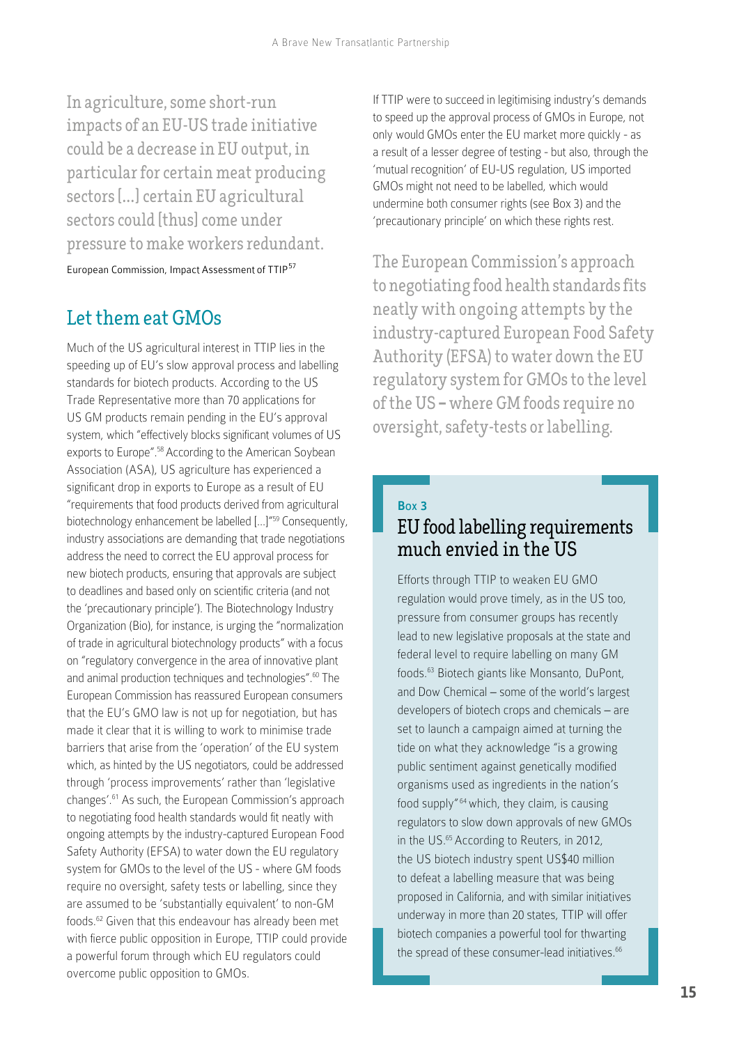> In agriculture, some short-run impacts of an EU-US trade initiative could be a decrease in EU output, in particular for certain meat producing sectors [...] certain EU agricultural sectors could [thus] come under pressure to make workers redundant.
>
> European Commission, Impact Assessment of TTIP[57]

## Let them eat GMOs

Much of the US agricultural interest in TTIP lies in the speeding up of EU's slow approval process and labelling standards for biotech products. According to the US Trade Representative more than 70 applications for US GM products remain pending in the EU's approval system, which "effectively blocks significant volumes of US exports to Europe".[58] According to the American Soybean Association (ASA), US agriculture has experienced a significant drop in exports to Europe as a result of EU "requirements that food products derived from agricultural biotechnology enhancement be labelled [...]"[59] Consequently, industry associations are demanding that trade negotiations address the need to correct the EU approval process for new biotech products, ensuring that approvals are subject to deadlines and based only on scientific criteria (and not the 'precautionary principle'). The Biotechnology Industry Organization (Bio), for instance, is urging the "normalization of trade in agricultural biotechnology products" with a focus on "regulatory convergence in the area of innovative plant and animal production techniques and technologies".[60] The European Commission has reassured European consumers that the EU's GMO law is not up for negotiation, but has made it clear that it is willing to work to minimise trade barriers that arise from the 'operation' of the EU system which, as hinted by the US negotiators, could be addressed through 'process improvements' rather than 'legislative changes'.[61] As such, the European Commission's approach to negotiating food health standards would fit neatly with ongoing attempts by the industry-captured European Food Safety Authority (EFSA) to water down the EU regulatory system for GMOs to the level of the US - where GM foods require no oversight, safety tests or labelling, since they are assumed to be 'substantially equivalent' to non-GM foods.[62] Given that this endeavour has already been met with fierce public opposition in Europe, TTIP could provide a powerful forum through which EU regulators could overcome public opposition to GMOs.

If TTIP were to succeed in legitimising industry's demands to speed up the approval process of GMOs in Europe, not only would GMOs enter the EU market more quickly - as a result of a lesser degree of testing - but also, through the 'mutual recognition' of EU-US regulation, US imported GMOs might not need to be labelled, which would undermine both consumer rights (see Box 3) and the 'precautionary principle' on which these rights rest.

> The European Commission's approach to negotiating food health standards fits neatly with ongoing attempts by the industry-captured European Food Safety Authority (EFSA) to water down the EU regulatory system for GMOs to the level of the US – where GM foods require no oversight, safety-tests or labelling.

**Box 3**

### EU food labelling requirements much envied in the US

Efforts through TTIP to weaken EU GMO regulation would prove timely, as in the US too, pressure from consumer groups has recently lead to new legislative proposals at the state and federal level to require labelling on many GM foods.[63] Biotech giants like Monsanto, DuPont, and Dow Chemical – some of the world's largest developers of biotech crops and chemicals – are set to launch a campaign aimed at turning the tide on what they acknowledge "is a growing public sentiment against genetically modified organisms used as ingredients in the nation's food supply"[64] which, they claim, is causing regulators to slow down approvals of new GMOs in the US.[65] According to Reuters, in 2012, the US biotech industry spent US$40 million to defeat a labelling measure that was being proposed in California, and with similar initiatives underway in more than 20 states, TTIP will offer biotech companies a powerful tool for thwarting the spread of these consumer-lead initiatives.[66]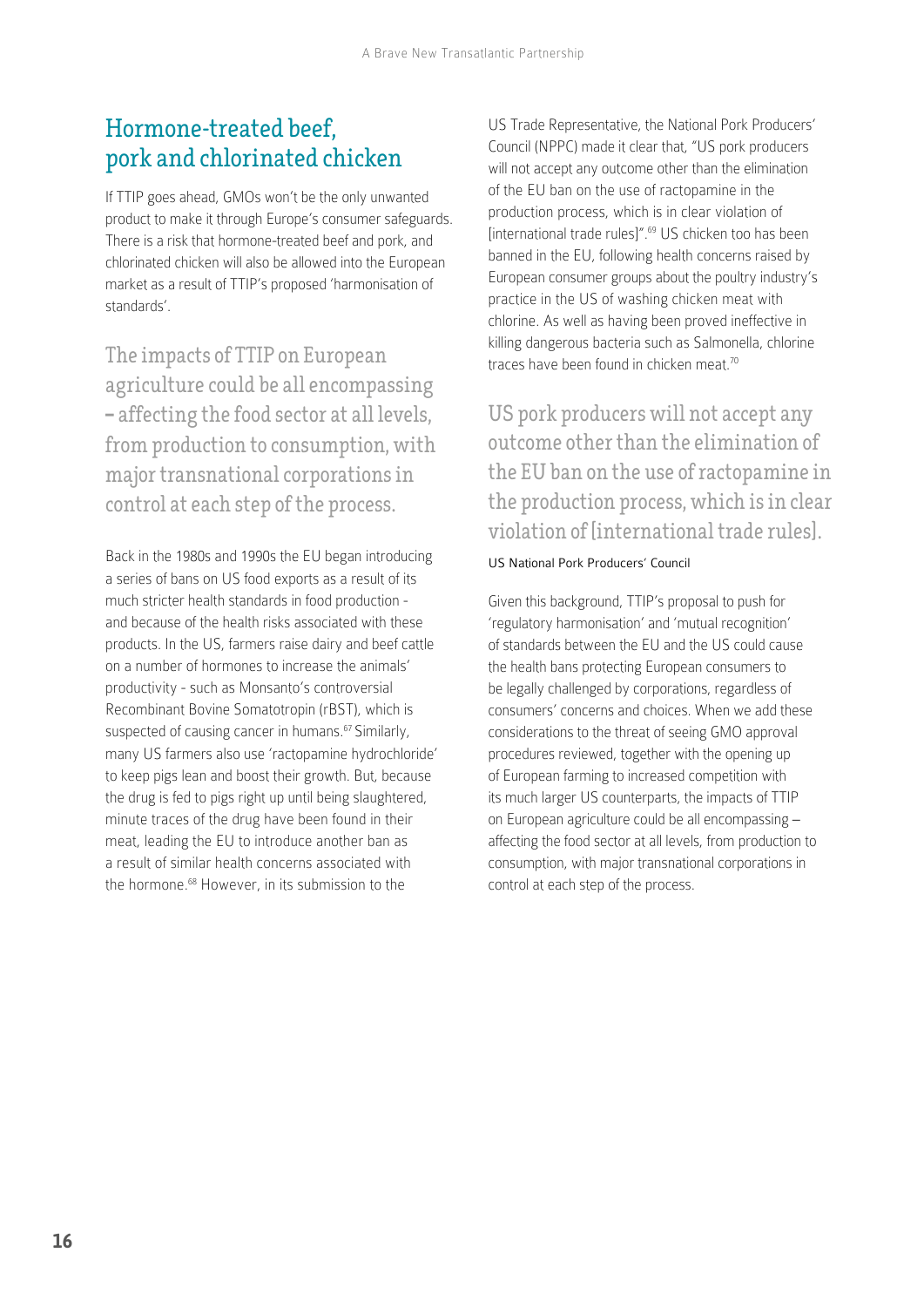## Hormone-treated beef, pork and chlorinated chicken

If TTIP goes ahead, GMOs won't be the only unwanted product to make it through Europe's consumer safeguards. There is a risk that hormone-treated beef and pork, and chlorinated chicken will also be allowed into the European market as a result of TTIP's proposed 'harmonisation of standards'.

> The impacts of TTIP on European agriculture could be all encompassing – affecting the food sector at all levels, from production to consumption, with major transnational corporations in control at each step of the process.

Back in the 1980s and 1990s the EU began introducing a series of bans on US food exports as a result of its much stricter health standards in food production - and because of the health risks associated with these products. In the US, farmers raise dairy and beef cattle on a number of hormones to increase the animals' productivity - such as Monsanto's controversial Recombinant Bovine Somatotropin (rBST), which is suspected of causing cancer in humans.[67] Similarly, many US farmers also use 'ractopamine hydrochloride' to keep pigs lean and boost their growth. But, because the drug is fed to pigs right up until being slaughtered, minute traces of the drug have been found in their meat, leading the EU to introduce another ban as a result of similar health concerns associated with the hormone.[68] However, in its submission to the US Trade Representative, the National Pork Producers' Council (NPPC) made it clear that, "US pork producers will not accept any outcome other than the elimination of the EU ban on the use of ractopamine in the production process, which is in clear violation of [international trade rules]".[69] US chicken too has been banned in the EU, following health concerns raised by European consumer groups about the poultry industry's practice in the US of washing chicken meat with chlorine. As well as having been proved ineffective in killing dangerous bacteria such as Salmonella, chlorine traces have been found in chicken meat.[70]

> US pork producers will not accept any outcome other than the elimination of the EU ban on the use of ractopamine in the production process, which is in clear violation of [international trade rules].
>
> US National Pork Producers' Council

Given this background, TTIP's proposal to push for 'regulatory harmonisation' and 'mutual recognition' of standards between the EU and the US could cause the health bans protecting European consumers to be legally challenged by corporations, regardless of consumers' concerns and choices. When we add these considerations to the threat of seeing GMO approval procedures reviewed, together with the opening up of European farming to increased competition with its much larger US counterparts, the impacts of TTIP on European agriculture could be all encompassing – affecting the food sector at all levels, from production to consumption, with major transnational corporations in control at each step of the process.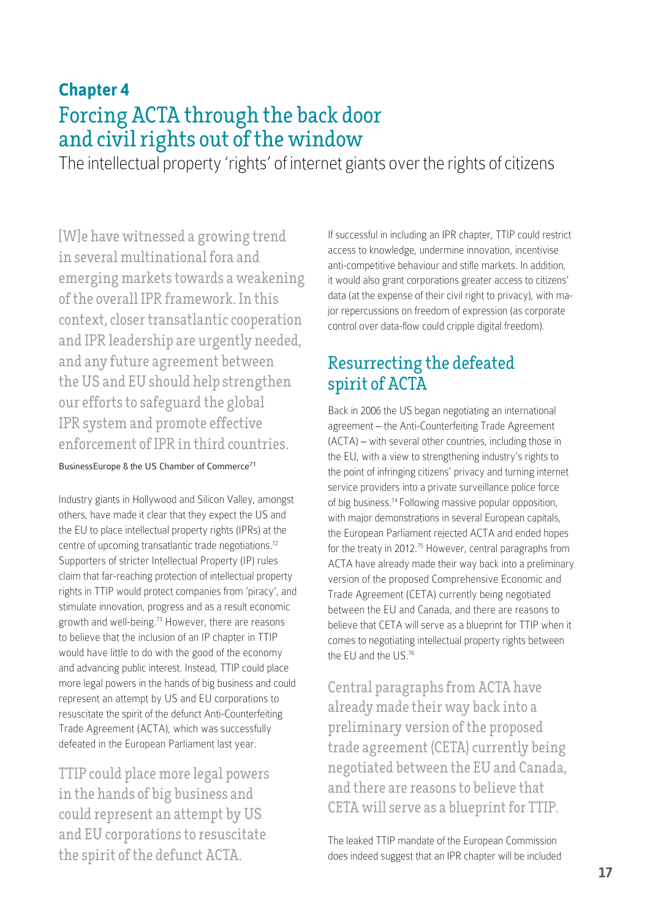**Chapter 4**

# Forcing ACTA through the back door and civil rights out of the window

The intellectual property 'rights' of internet giants over the rights of citizens

> [W]e have witnessed a growing trend in several multinational fora and emerging markets towards a weakening of the overall IPR framework. In this context, closer transatlantic cooperation and IPR leadership are urgently needed, and any future agreement between the US and EU should help strengthen our efforts to safeguard the global IPR system and promote effective enforcement of IPR in third countries.
>
> BusinessEurope & the US Chamber of Commerce[71]

Industry giants in Hollywood and Silicon Valley, amongst others, have made it clear that they expect the US and the EU to place intellectual property rights (IPRs) at the centre of upcoming transatlantic trade negotiations.[72] Supporters of stricter Intellectual Property (IP) rules claim that far-reaching protection of intellectual property rights in TTIP would protect companies from 'piracy', and stimulate innovation, progress and as a result economic growth and well-being.[73] However, there are reasons to believe that the inclusion of an IP chapter in TTIP would have little to do with the good of the economy and advancing public interest. Instead, TTIP could place more legal powers in the hands of big business and could represent an attempt by US and EU corporations to resuscitate the spirit of the defunct Anti-Counterfeiting Trade Agreement (ACTA), which was successfully defeated in the European Parliament last year.

> TTIP could place more legal powers in the hands of big business and could represent an attempt by US and EU corporations to resuscitate the spirit of the defunct ACTA.

If successful in including an IPR chapter, TTIP could restrict access to knowledge, undermine innovation, incentivise anti-competitive behaviour and stifle markets. In addition, it would also grant corporations greater access to citizens' data (at the expense of their civil right to privacy), with major repercussions on freedom of expression (as corporate control over data-flow could cripple digital freedom).

## Resurrecting the defeated spirit of ACTA

Back in 2006 the US began negotiating an international agreement – the Anti-Counterfeiting Trade Agreement (ACTA) – with several other countries, including those in the EU, with a view to strengthening industry's rights to the point of infringing citizens' privacy and turning internet service providers into a private surveillance police force of big business.[74] Following massive popular opposition, with major demonstrations in several European capitals, the European Parliament rejected ACTA and ended hopes for the treaty in 2012.[75] However, central paragraphs from ACTA have already made their way back into a preliminary version of the proposed Comprehensive Economic and Trade Agreement (CETA) currently being negotiated between the EU and Canada, and there are reasons to believe that CETA will serve as a blueprint for TTIP when it comes to negotiating intellectual property rights between the EU and the US.[76]

> Central paragraphs from ACTA have already made their way back into a preliminary version of the proposed trade agreement (CETA) currently being negotiated between the EU and Canada, and there are reasons to believe that CETA will serve as a blueprint for TTIP.

The leaked TTIP mandate of the European Commission does indeed suggest that an IPR chapter will be included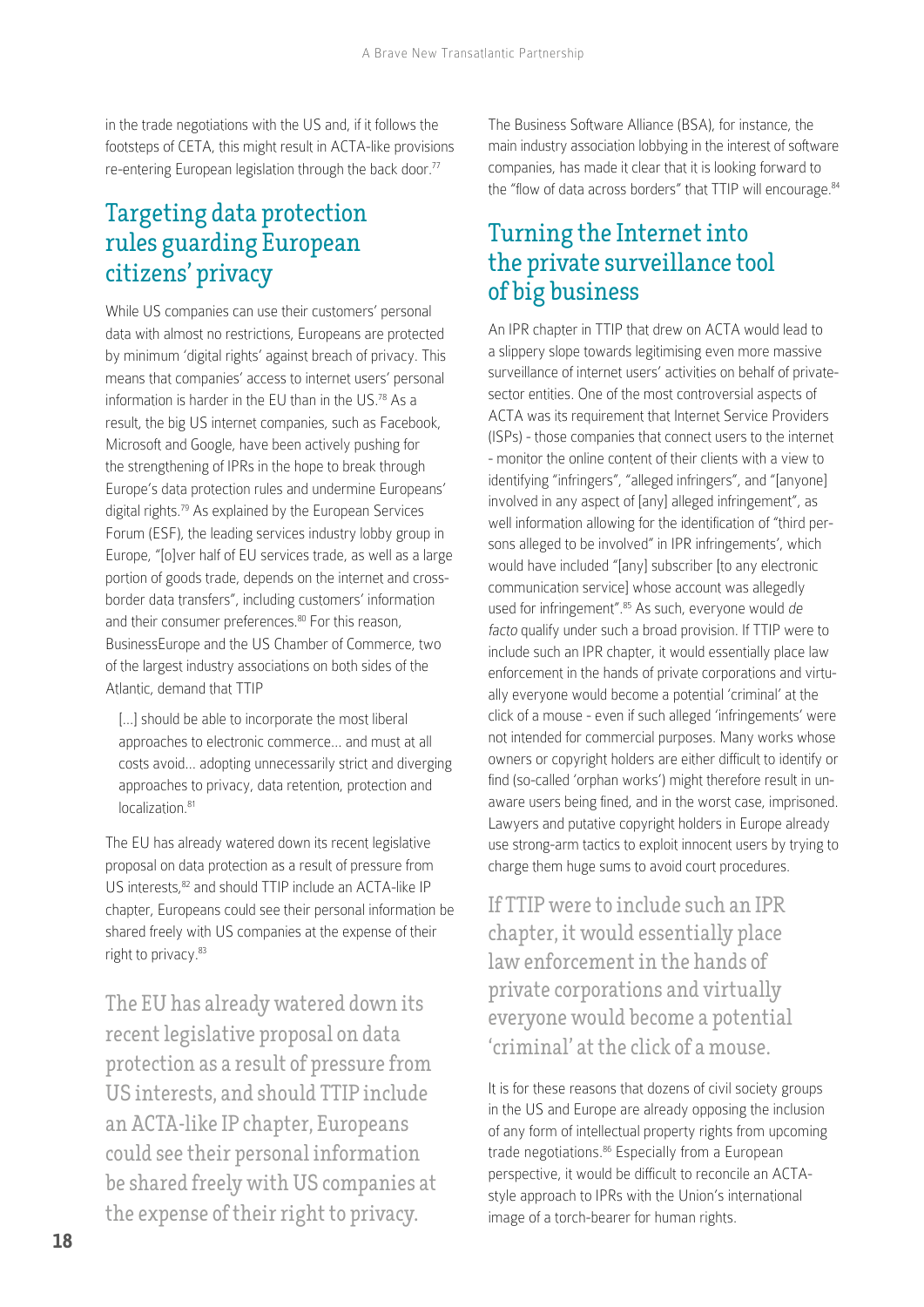in the trade negotiations with the US and, if it follows the footsteps of CETA, this might result in ACTA-like provisions re-entering European legislation through the back door.[77]

## Targeting data protection rules guarding European citizens' privacy

While US companies can use their customers' personal data with almost no restrictions, Europeans are protected by minimum 'digital rights' against breach of privacy. This means that companies' access to internet users' personal information is harder in the EU than in the US.[78] As a result, the big US internet companies, such as Facebook, Microsoft and Google, have been actively pushing for the strengthening of IPRs in the hope to break through Europe's data protection rules and undermine Europeans' digital rights.[79] As explained by the European Services Forum (ESF), the leading services industry lobby group in Europe, "[o]ver half of EU services trade, as well as a large portion of goods trade, depends on the internet and cross-border data transfers", including customers' information and their consumer preferences.[80] For this reason, BusinessEurope and the US Chamber of Commerce, two of the largest industry associations on both sides of the Atlantic, demand that TTIP

> [...] should be able to incorporate the most liberal approaches to electronic commerce... and must at all costs avoid... adopting unnecessarily strict and diverging approaches to privacy, data retention, protection and localization.[81]

The EU has already watered down its recent legislative proposal on data protection as a result of pressure from US interests,[82] and should TTIP include an ACTA-like IP chapter, Europeans could see their personal information be shared freely with US companies at the expense of their right to privacy.[83]

> The EU has already watered down its recent legislative proposal on data protection as a result of pressure from US interests, and should TTIP include an ACTA-like IP chapter, Europeans could see their personal information be shared freely with US companies at the expense of their right to privacy.

The Business Software Alliance (BSA), for instance, the main industry association lobbying in the interest of software companies, has made it clear that it is looking forward to the "flow of data across borders" that TTIP will encourage.[84]

## Turning the Internet into the private surveillance tool of big business

An IPR chapter in TTIP that drew on ACTA would lead to a slippery slope towards legitimising even more massive surveillance of internet users' activities on behalf of private-sector entities. One of the most controversial aspects of ACTA was its requirement that Internet Service Providers (ISPs) - those companies that connect users to the internet - monitor the online content of their clients with a view to identifying "infringers", "alleged infringers", and "[anyone] involved in any aspect of [any] alleged infringement", as well information allowing for the identification of "third persons alleged to be involved" in IPR infringements', which would have included "[any] subscriber [to any electronic communication service] whose account was allegedly used for infringement".[85] As such, everyone would *de facto* qualify under such a broad provision. If TTIP were to include such an IPR chapter, it would essentially place law enforcement in the hands of private corporations and virtually everyone would become a potential 'criminal' at the click of a mouse - even if such alleged 'infringements' were not intended for commercial purposes. Many works whose owners or copyright holders are either difficult to identify or find (so-called 'orphan works') might therefore result in unaware users being fined, and in the worst case, imprisoned. Lawyers and putative copyright holders in Europe already use strong-arm tactics to exploit innocent users by trying to charge them huge sums to avoid court procedures.

> If TTIP were to include such an IPR chapter, it would essentially place law enforcement in the hands of private corporations and virtually everyone would become a potential 'criminal' at the click of a mouse.

It is for these reasons that dozens of civil society groups in the US and Europe are already opposing the inclusion of any form of intellectual property rights from upcoming trade negotiations.[86] Especially from a European perspective, it would be difficult to reconcile an ACTA-style approach to IPRs with the Union's international image of a torch-bearer for human rights.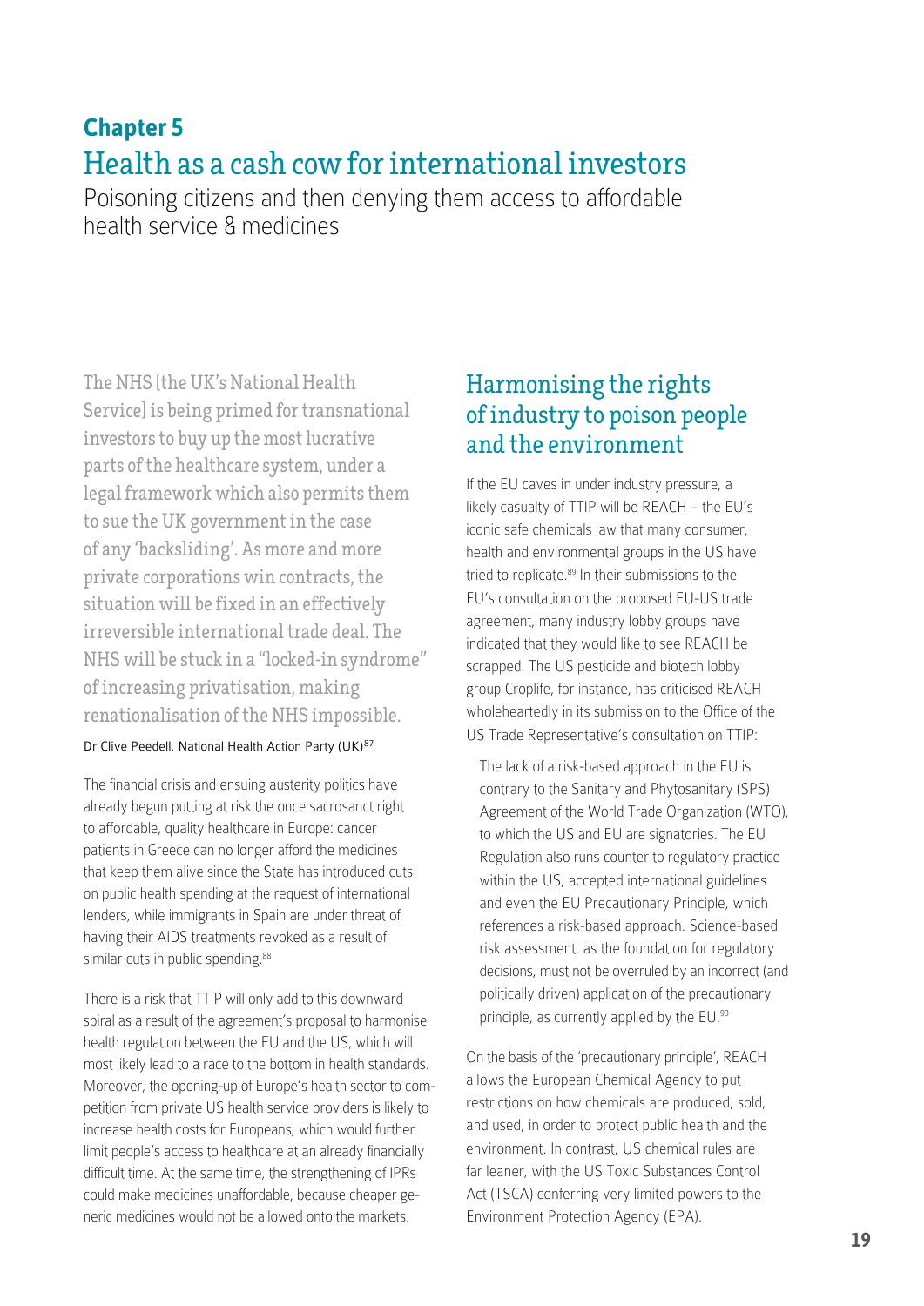**Chapter 5**

# Health as a cash cow for international investors

Poisoning citizens and then denying them access to affordable health service & medicines

> The NHS [the UK's National Health Service] is being primed for transnational investors to buy up the most lucrative parts of the healthcare system, under a legal framework which also permits them to sue the UK government in the case of any 'backsliding'. As more and more private corporations win contracts, the situation will be fixed in an effectively irreversible international trade deal. The NHS will be stuck in a "locked-in syndrome" of increasing privatisation, making renationalisation of the NHS impossible.
>
> Dr Clive Peedell, National Health Action Party (UK)[87]

The financial crisis and ensuing austerity politics have already begun putting at risk the once sacrosanct right to affordable, quality healthcare in Europe: cancer patients in Greece can no longer afford the medicines that keep them alive since the State has introduced cuts on public health spending at the request of international lenders, while immigrants in Spain are under threat of having their AIDS treatments revoked as a result of similar cuts in public spending.[88]

There is a risk that TTIP will only add to this downward spiral as a result of the agreement's proposal to harmonise health regulation between the EU and the US, which will most likely lead to a race to the bottom in health standards. Moreover, the opening-up of Europe's health sector to competition from private US health service providers is likely to increase health costs for Europeans, which would further limit people's access to healthcare at an already financially difficult time. At the same time, the strengthening of IPRs could make medicines unaffordable, because cheaper generic medicines would not be allowed onto the markets.

## Harmonising the rights of industry to poison people and the environment

If the EU caves in under industry pressure, a likely casualty of TTIP will be REACH – the EU's iconic safe chemicals law that many consumer, health and environmental groups in the US have tried to replicate.[89] In their submissions to the EU's consultation on the proposed EU-US trade agreement, many industry lobby groups have indicated that they would like to see REACH be scrapped. The US pesticide and biotech lobby group Croplife, for instance, has criticised REACH wholeheartedly in its submission to the Office of the US Trade Representative's consultation on TTIP:

> The lack of a risk-based approach in the EU is contrary to the Sanitary and Phytosanitary (SPS) Agreement of the World Trade Organization (WTO), to which the US and EU are signatories. The EU Regulation also runs counter to regulatory practice within the US, accepted international guidelines and even the EU Precautionary Principle, which references a risk-based approach. Science-based risk assessment, as the foundation for regulatory decisions, must not be overruled by an incorrect (and politically driven) application of the precautionary principle, as currently applied by the EU.[90]

On the basis of the 'precautionary principle', REACH allows the European Chemical Agency to put restrictions on how chemicals are produced, sold, and used, in order to protect public health and the environment. In contrast, US chemical rules are far leaner, with the US Toxic Substances Control Act (TSCA) conferring very limited powers to the Environment Protection Agency (EPA).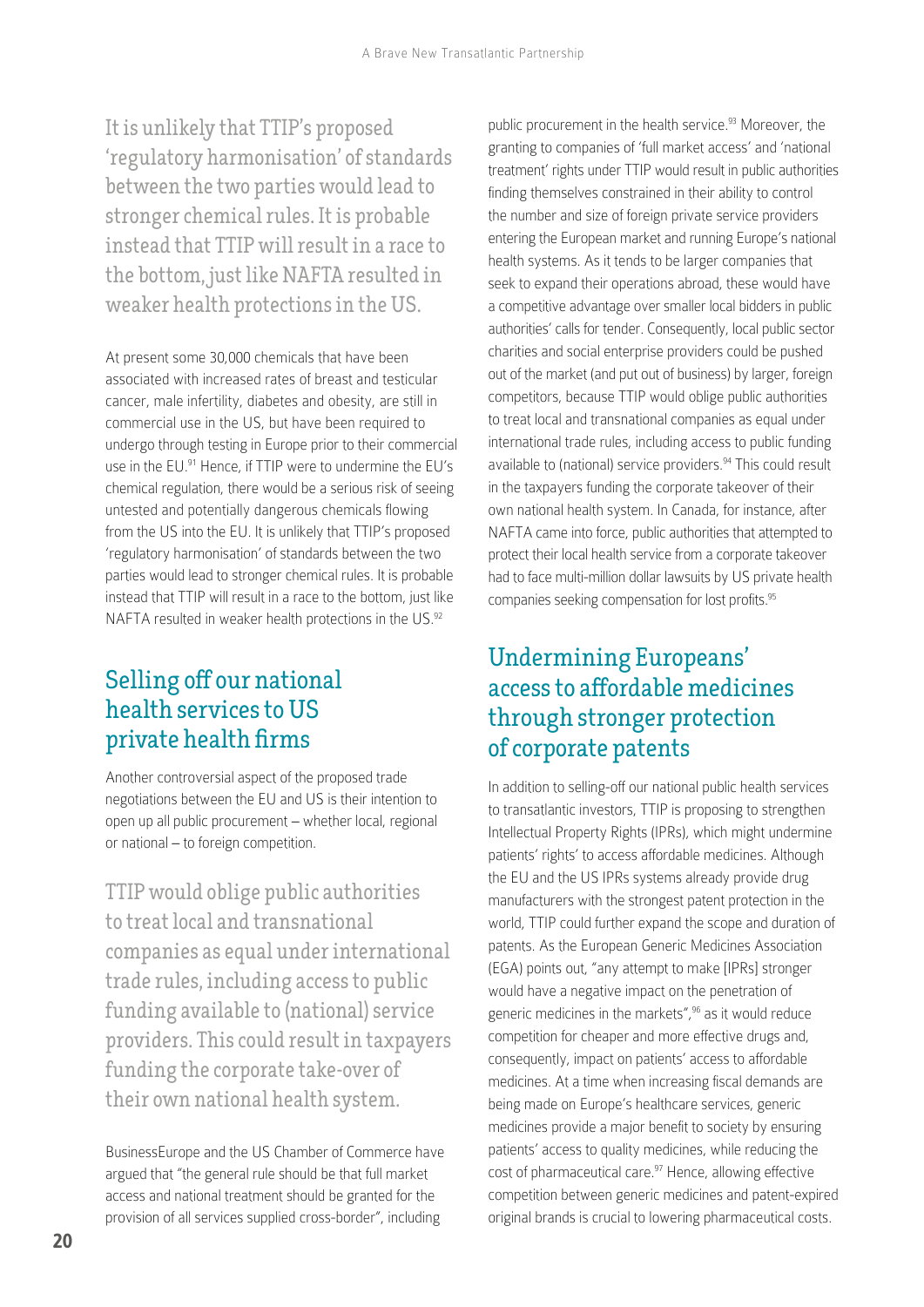It is unlikely that TTIP's proposed 'regulatory harmonisation' of standards between the two parties would lead to stronger chemical rules. It is probable instead that TTIP will result in a race to the bottom, just like NAFTA resulted in weaker health protections in the US.

At present some 30,000 chemicals that have been associated with increased rates of breast and testicular cancer, male infertility, diabetes and obesity, are still in commercial use in the US, but have been required to undergo through testing in Europe prior to their commercial use in the EU.[91] Hence, if TTIP were to undermine the EU's chemical regulation, there would be a serious risk of seeing untested and potentially dangerous chemicals flowing from the US into the EU. It is unlikely that TTIP's proposed 'regulatory harmonisation' of standards between the two parties would lead to stronger chemical rules. It is probable instead that TTIP will result in a race to the bottom, just like NAFTA resulted in weaker health protections in the US.[92]

## Selling off our national health services to US private health firms

Another controversial aspect of the proposed trade negotiations between the EU and US is their intention to open up all public procurement – whether local, regional or national – to foreign competition.

TTIP would oblige public authorities to treat local and transnational companies as equal under international trade rules, including access to public funding available to (national) service providers. This could result in taxpayers funding the corporate take-over of their own national health system.

BusinessEurope and the US Chamber of Commerce have argued that "the general rule should be that full market access and national treatment should be granted for the provision of all services supplied cross-border", including public procurement in the health service.[93] Moreover, the granting to companies of 'full market access' and 'national treatment' rights under TTIP would result in public authorities finding themselves constrained in their ability to control the number and size of foreign private service providers entering the European market and running Europe's national health systems. As it tends to be larger companies that seek to expand their operations abroad, these would have a competitive advantage over smaller local bidders in public authorities' calls for tender. Consequently, local public sector charities and social enterprise providers could be pushed out of the market (and put out of business) by larger, foreign competitors, because TTIP would oblige public authorities to treat local and transnational companies as equal under international trade rules, including access to public funding available to (national) service providers.[94] This could result in the taxpayers funding the corporate takeover of their own national health system. In Canada, for instance, after NAFTA came into force, public authorities that attempted to protect their local health service from a corporate takeover had to face multi-million dollar lawsuits by US private health companies seeking compensation for lost profits.[95]

## Undermining Europeans' access to affordable medicines through stronger protection of corporate patents

In addition to selling-off our national public health services to transatlantic investors, TTIP is proposing to strengthen Intellectual Property Rights (IPRs), which might undermine patients' rights' to access affordable medicines. Although the EU and the US IPRs systems already provide drug manufacturers with the strongest patent protection in the world, TTIP could further expand the scope and duration of patents. As the European Generic Medicines Association (EGA) points out, "any attempt to make [IPRs] stronger would have a negative impact on the penetration of generic medicines in the markets",[96] as it would reduce competition for cheaper and more effective drugs and, consequently, impact on patients' access to affordable medicines. At a time when increasing fiscal demands are being made on Europe's healthcare services, generic medicines provide a major benefit to society by ensuring patients' access to quality medicines, while reducing the cost of pharmaceutical care.[97] Hence, allowing effective competition between generic medicines and patent-expired original brands is crucial to lowering pharmaceutical costs.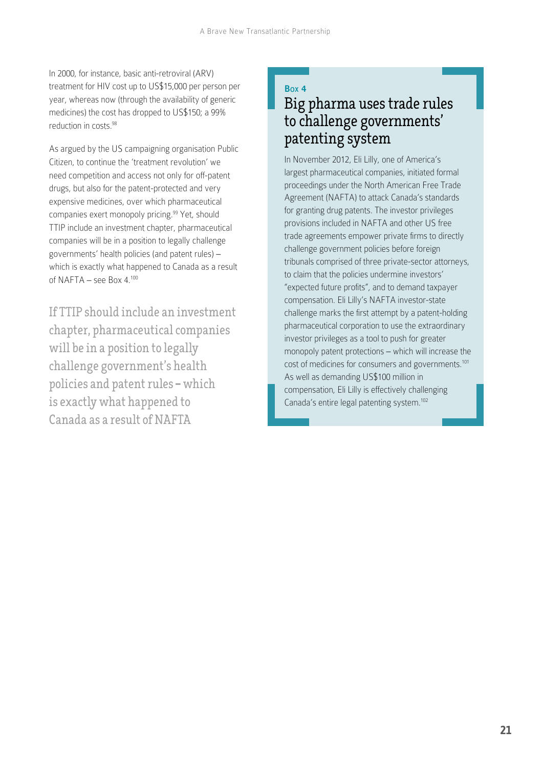In 2000, for instance, basic anti-retroviral (ARV) treatment for HIV cost up to US$15,000 per person per year, whereas now (through the availability of generic medicines) the cost has dropped to US$150; a 99% reduction in costs.[98]

As argued by the US campaigning organisation Public Citizen, to continue the 'treatment revolution' we need competition and access not only for off-patent drugs, but also for the patent-protected and very expensive medicines, over which pharmaceutical companies exert monopoly pricing.[99] Yet, should TTIP include an investment chapter, pharmaceutical companies will be in a position to legally challenge governments' health policies (and patent rules) – which is exactly what happened to Canada as a result of NAFTA – see Box 4.[100]

> If TTIP should include an investment chapter, pharmaceutical companies will be in a position to legally challenge government's health policies and patent rules – which is exactly what happened to Canada as a result of NAFTA

**Box 4**

## Big pharma uses trade rules to challenge governments' patenting system

In November 2012, Eli Lilly, one of America's largest pharmaceutical companies, initiated formal proceedings under the North American Free Trade Agreement (NAFTA) to attack Canada's standards for granting drug patents. The investor privileges provisions included in NAFTA and other US free trade agreements empower private firms to directly challenge government policies before foreign tribunals comprised of three private-sector attorneys, to claim that the policies undermine investors' "expected future profits", and to demand taxpayer compensation. Eli Lilly's NAFTA investor-state challenge marks the first attempt by a patent-holding pharmaceutical corporation to use the extraordinary investor privileges as a tool to push for greater monopoly patent protections – which will increase the cost of medicines for consumers and governments.[101] As well as demanding US$100 million in compensation, Eli Lilly is effectively challenging Canada's entire legal patenting system.[102]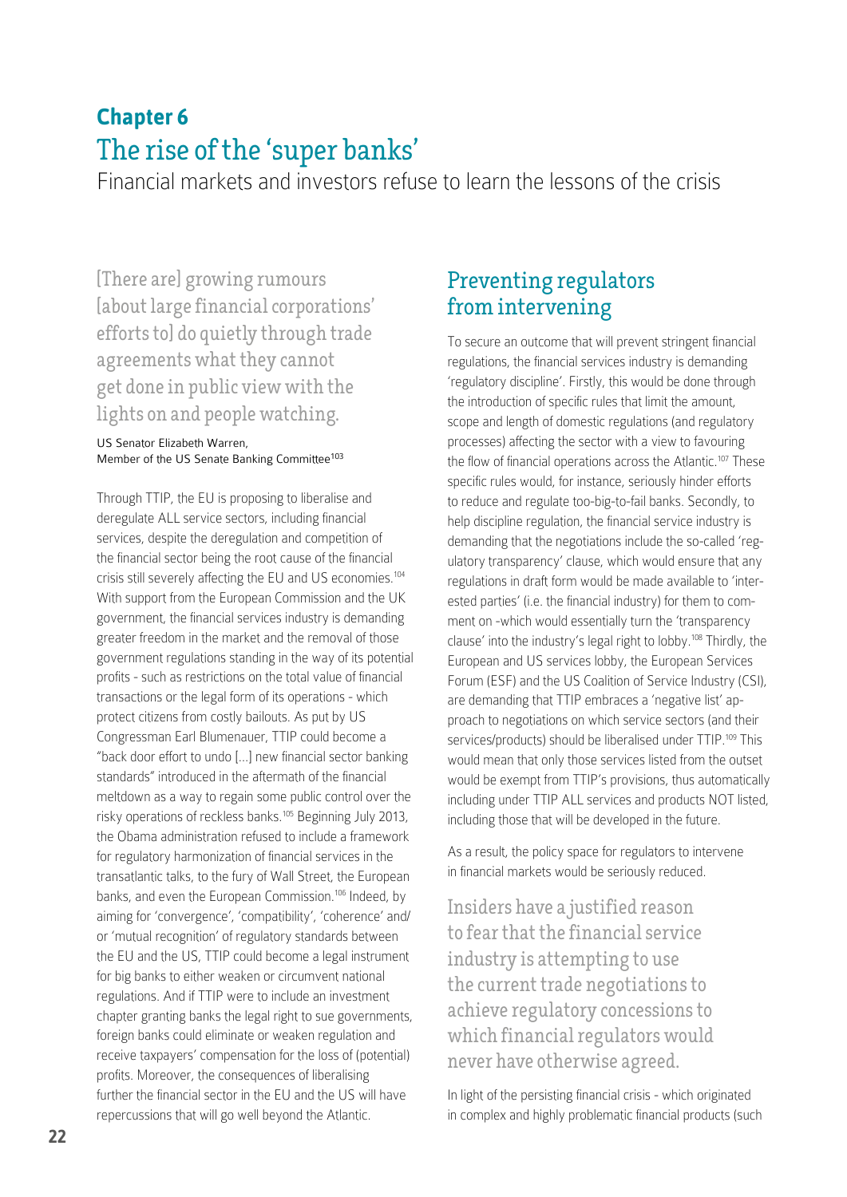**Chapter 6**

# The rise of the 'super banks'

Financial markets and investors refuse to learn the lessons of the crisis

> [There are] growing rumours [about large financial corporations' efforts to] do quietly through trade agreements what they cannot get done in public view with the lights on and people watching.
>
> US Senator Elizabeth Warren,
> Member of the US Senate Banking Committee[103]

Through TTIP, the EU is proposing to liberalise and deregulate ALL service sectors, including financial services, despite the deregulation and competition of the financial sector being the root cause of the financial crisis still severely affecting the EU and US economies.[104] With support from the European Commission and the UK government, the financial services industry is demanding greater freedom in the market and the removal of those government regulations standing in the way of its potential profits - such as restrictions on the total value of financial transactions or the legal form of its operations - which protect citizens from costly bailouts. As put by US Congressman Earl Blumenauer, TTIP could become a "back door effort to undo [...] new financial sector banking standards" introduced in the aftermath of the financial meltdown as a way to regain some public control over the risky operations of reckless banks.[105] Beginning July 2013, the Obama administration refused to include a framework for regulatory harmonization of financial services in the transatlantic talks, to the fury of Wall Street, the European banks, and even the European Commission.[106] Indeed, by aiming for 'convergence', 'compatibility', 'coherence' and/or 'mutual recognition' of regulatory standards between the EU and the US, TTIP could become a legal instrument for big banks to either weaken or circumvent national regulations. And if TTIP were to include an investment chapter granting banks the legal right to sue governments, foreign banks could eliminate or weaken regulation and receive taxpayers' compensation for the loss of (potential) profits. Moreover, the consequences of liberalising further the financial sector in the EU and the US will have repercussions that will go well beyond the Atlantic.

## Preventing regulators from intervening

To secure an outcome that will prevent stringent financial regulations, the financial services industry is demanding 'regulatory discipline'. Firstly, this would be done through the introduction of specific rules that limit the amount, scope and length of domestic regulations (and regulatory processes) affecting the sector with a view to favouring the flow of financial operations across the Atlantic.[107] These specific rules would, for instance, seriously hinder efforts to reduce and regulate too-big-to-fail banks. Secondly, to help discipline regulation, the financial service industry is demanding that the negotiations include the so-called 'regulatory transparency' clause, which would ensure that any regulations in draft form would be made available to 'interested parties' (i.e. the financial industry) for them to comment on -which would essentially turn the 'transparency clause' into the industry's legal right to lobby.[108] Thirdly, the European and US services lobby, the European Services Forum (ESF) and the US Coalition of Service Industry (CSI), are demanding that TTIP embraces a 'negative list' approach to negotiations on which service sectors (and their services/products) should be liberalised under TTIP.[109] This would mean that only those services listed from the outset would be exempt from TTIP's provisions, thus automatically including under TTIP ALL services and products NOT listed, including those that will be developed in the future.

As a result, the policy space for regulators to intervene in financial markets would be seriously reduced.

> Insiders have a justified reason to fear that the financial service industry is attempting to use the current trade negotiations to achieve regulatory concessions to which financial regulators would never have otherwise agreed.

In light of the persisting financial crisis - which originated in complex and highly problematic financial products (such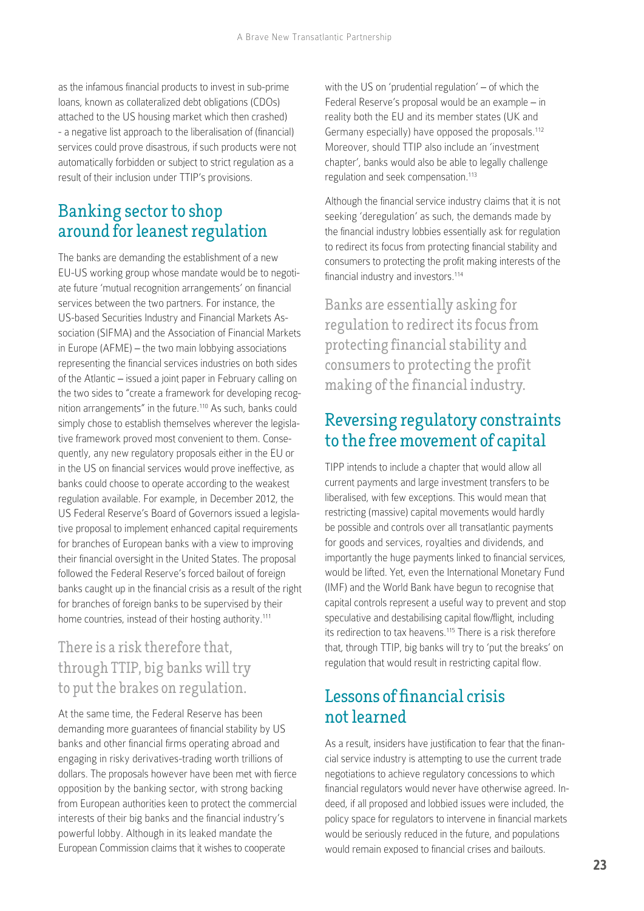as the infamous financial products to invest in sub-prime loans, known as collateralized debt obligations (CDOs) attached to the US housing market which then crashed) - a negative list approach to the liberalisation of (financial) services could prove disastrous, if such products were not automatically forbidden or subject to strict regulation as a result of their inclusion under TTIP's provisions.

## Banking sector to shop around for leanest regulation

The banks are demanding the establishment of a new EU-US working group whose mandate would be to negotiate future 'mutual recognition arrangements' on financial services between the two partners. For instance, the US-based Securities Industry and Financial Markets Association (SIFMA) and the Association of Financial Markets in Europe (AFME) – the two main lobbying associations representing the financial services industries on both sides of the Atlantic – issued a joint paper in February calling on the two sides to "create a framework for developing recognition arrangements" in the future.[110] As such, banks could simply chose to establish themselves wherever the legislative framework proved most convenient to them. Consequently, any new regulatory proposals either in the EU or in the US on financial services would prove ineffective, as banks could choose to operate according to the weakest regulation available. For example, in December 2012, the US Federal Reserve's Board of Governors issued a legislative proposal to implement enhanced capital requirements for branches of European banks with a view to improving their financial oversight in the United States. The proposal followed the Federal Reserve's forced bailout of foreign banks caught up in the financial crisis as a result of the right for branches of foreign banks to be supervised by their home countries, instead of their hosting authority.[111]

> There is a risk therefore that, through TTIP, big banks will try to put the brakes on regulation.

At the same time, the Federal Reserve has been demanding more guarantees of financial stability by US banks and other financial firms operating abroad and engaging in risky derivatives-trading worth trillions of dollars. The proposals however have been met with fierce opposition by the banking sector, with strong backing from European authorities keen to protect the commercial interests of their big banks and the financial industry's powerful lobby. Although in its leaked mandate the European Commission claims that it wishes to cooperate with the US on 'prudential regulation' – of which the Federal Reserve's proposal would be an example – in reality both the EU and its member states (UK and Germany especially) have opposed the proposals.[112] Moreover, should TTIP also include an 'investment chapter', banks would also be able to legally challenge regulation and seek compensation.[113]

Although the financial service industry claims that it is not seeking 'deregulation' as such, the demands made by the financial industry lobbies essentially ask for regulation to redirect its focus from protecting financial stability and consumers to protecting the profit making interests of the financial industry and investors.[114]

> Banks are essentially asking for regulation to redirect its focus from protecting financial stability and consumers to protecting the profit making of the financial industry.

## Reversing regulatory constraints to the free movement of capital

TIPP intends to include a chapter that would allow all current payments and large investment transfers to be liberalised, with few exceptions. This would mean that restricting (massive) capital movements would hardly be possible and controls over all transatlantic payments for goods and services, royalties and dividends, and importantly the huge payments linked to financial services, would be lifted. Yet, even the International Monetary Fund (IMF) and the World Bank have begun to recognise that capital controls represent a useful way to prevent and stop speculative and destabilising capital flow/flight, including its redirection to tax heavens.[115] There is a risk therefore that, through TTIP, big banks will try to 'put the breaks' on regulation that would result in restricting capital flow.

## Lessons of financial crisis not learned

As a result, insiders have justification to fear that the financial service industry is attempting to use the current trade negotiations to achieve regulatory concessions to which financial regulators would never have otherwise agreed. Indeed, if all proposed and lobbied issues were included, the policy space for regulators to intervene in financial markets would be seriously reduced in the future, and populations would remain exposed to financial crises and bailouts.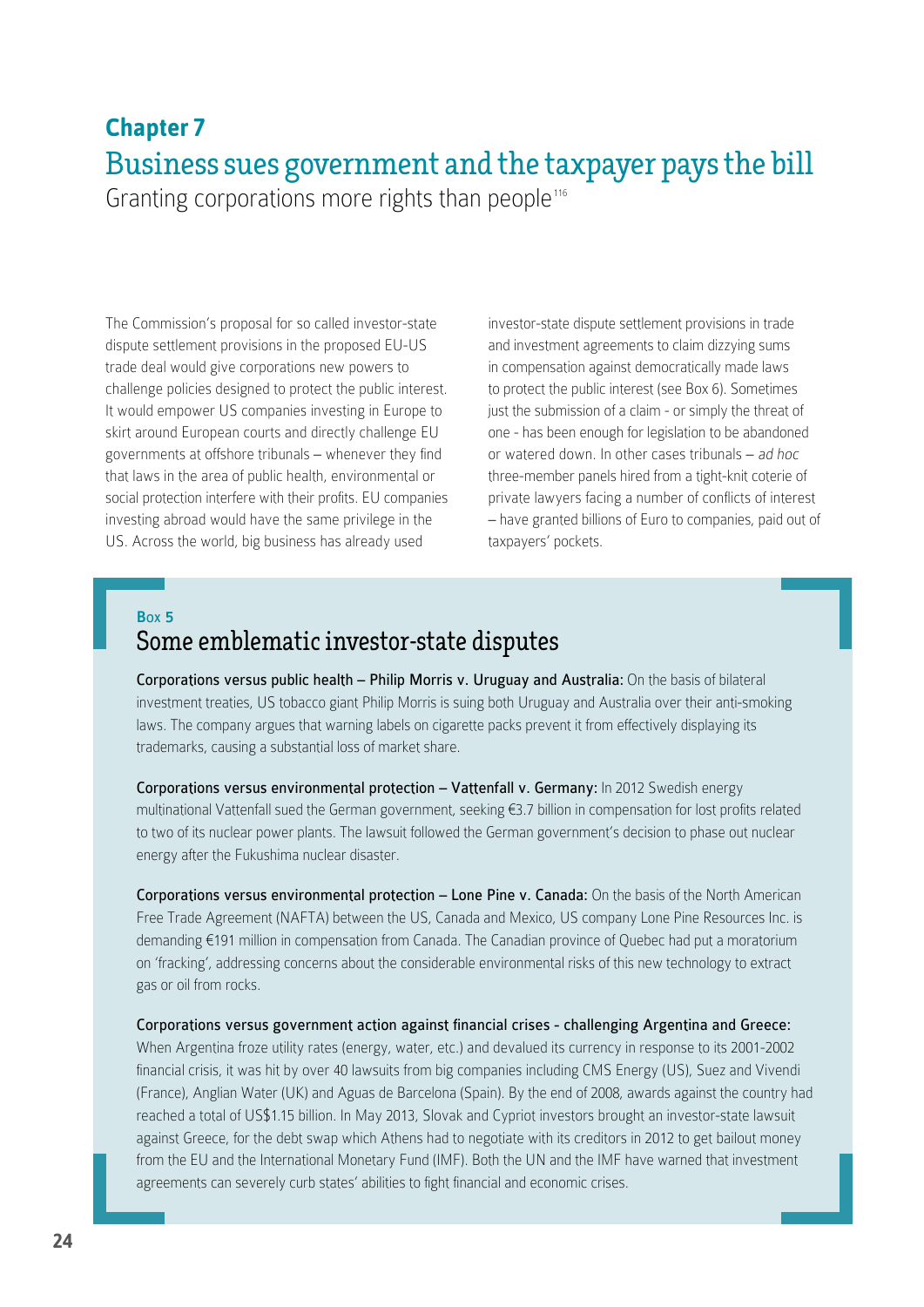## Chapter 7

# Business sues government and the taxpayer pays the bill

Granting corporations more rights than people[116]

The Commission's proposal for so called investor-state dispute settlement provisions in the proposed EU-US trade deal would give corporations new powers to challenge policies designed to protect the public interest. It would empower US companies investing in Europe to skirt around European courts and directly challenge EU governments at offshore tribunals – whenever they find that laws in the area of public health, environmental or social protection interfere with their profits. EU companies investing abroad would have the same privilege in the US. Across the world, big business has already used investor-state dispute settlement provisions in trade and investment agreements to claim dizzying sums in compensation against democratically made laws to protect the public interest (see Box 6). Sometimes just the submission of a claim - or simply the threat of one - has been enough for legislation to be abandoned or watered down. In other cases tribunals – *ad hoc* three-member panels hired from a tight-knit coterie of private lawyers facing a number of conflicts of interest – have granted billions of Euro to companies, paid out of taxpayers' pockets.

### Box 5

### Some emblematic investor-state disputes

**Corporations versus public health – Philip Morris v. Uruguay and Australia:** On the basis of bilateral investment treaties, US tobacco giant Philip Morris is suing both Uruguay and Australia over their anti-smoking laws. The company argues that warning labels on cigarette packs prevent it from effectively displaying its trademarks, causing a substantial loss of market share.

**Corporations versus environmental protection – Vattenfall v. Germany:** In 2012 Swedish energy multinational Vattenfall sued the German government, seeking €3.7 billion in compensation for lost profits related to two of its nuclear power plants. The lawsuit followed the German government's decision to phase out nuclear energy after the Fukushima nuclear disaster.

**Corporations versus environmental protection – Lone Pine v. Canada:** On the basis of the North American Free Trade Agreement (NAFTA) between the US, Canada and Mexico, US company Lone Pine Resources Inc. is demanding €191 million in compensation from Canada. The Canadian province of Quebec had put a moratorium on 'fracking', addressing concerns about the considerable environmental risks of this new technology to extract gas or oil from rocks.

**Corporations versus government action against financial crises - challenging Argentina and Greece:** When Argentina froze utility rates (energy, water, etc.) and devalued its currency in response to its 2001-2002 financial crisis, it was hit by over 40 lawsuits from big companies including CMS Energy (US), Suez and Vivendi (France), Anglian Water (UK) and Aguas de Barcelona (Spain). By the end of 2008, awards against the country had reached a total of US$1.15 billion. In May 2013, Slovak and Cypriot investors brought an investor-state lawsuit against Greece, for the debt swap which Athens had to negotiate with its creditors in 2012 to get bailout money from the EU and the International Monetary Fund (IMF). Both the UN and the IMF have warned that investment agreements can severely curb states' abilities to fight financial and economic crises.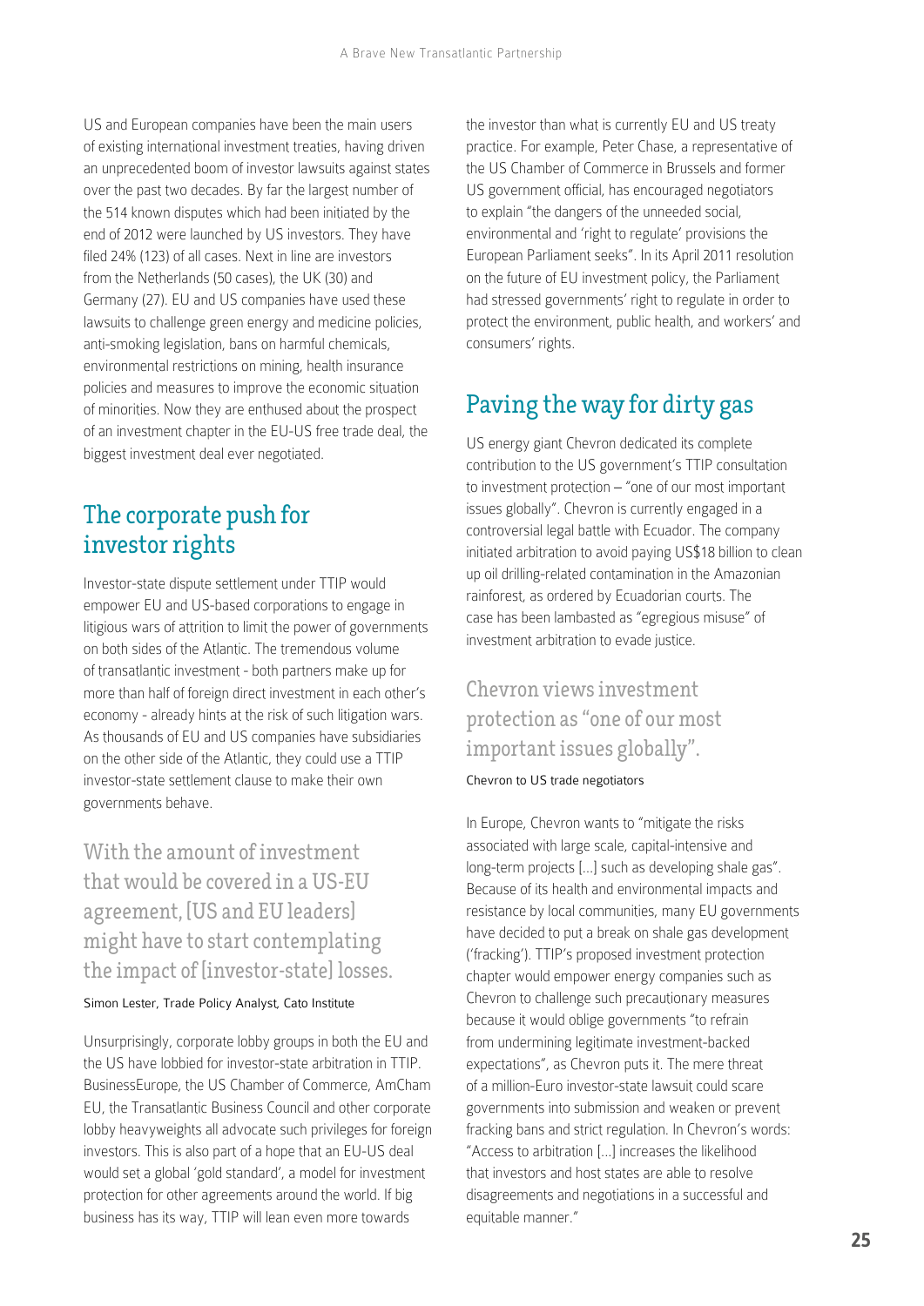US and European companies have been the main users of existing international investment treaties, having driven an unprecedented boom of investor lawsuits against states over the past two decades. By far the largest number of the 514 known disputes which had been initiated by the end of 2012 were launched by US investors. They have filed 24% (123) of all cases. Next in line are investors from the Netherlands (50 cases), the UK (30) and Germany (27). EU and US companies have used these lawsuits to challenge green energy and medicine policies, anti-smoking legislation, bans on harmful chemicals, environmental restrictions on mining, health insurance policies and measures to improve the economic situation of minorities. Now they are enthused about the prospect of an investment chapter in the EU-US free trade deal, the biggest investment deal ever negotiated.

## The corporate push for investor rights

Investor-state dispute settlement under TTIP would empower EU and US-based corporations to engage in litigious wars of attrition to limit the power of governments on both sides of the Atlantic. The tremendous volume of transatlantic investment - both partners make up for more than half of foreign direct investment in each other's economy - already hints at the risk of such litigation wars. As thousands of EU and US companies have subsidiaries on the other side of the Atlantic, they could use a TTIP investor-state settlement clause to make their own governments behave.

> With the amount of investment that would be covered in a US-EU agreement, [US and EU leaders] might have to start contemplating the impact of [investor-state] losses.
>
> Simon Lester, Trade Policy Analyst, Cato Institute

Unsurprisingly, corporate lobby groups in both the EU and the US have lobbied for investor-state arbitration in TTIP. BusinessEurope, the US Chamber of Commerce, AmCham EU, the Transatlantic Business Council and other corporate lobby heavyweights all advocate such privileges for foreign investors. This is also part of a hope that an EU-US deal would set a global 'gold standard', a model for investment protection for other agreements around the world. If big business has its way, TTIP will lean even more towards the investor than what is currently EU and US treaty practice. For example, Peter Chase, a representative of the US Chamber of Commerce in Brussels and former US government official, has encouraged negotiators to explain "the dangers of the unneeded social, environmental and 'right to regulate' provisions the European Parliament seeks". In its April 2011 resolution on the future of EU investment policy, the Parliament had stressed governments' right to regulate in order to protect the environment, public health, and workers' and consumers' rights.

## Paving the way for dirty gas

US energy giant Chevron dedicated its complete contribution to the US government's TTIP consultation to investment protection – "one of our most important issues globally". Chevron is currently engaged in a controversial legal battle with Ecuador. The company initiated arbitration to avoid paying US$18 billion to clean up oil drilling-related contamination in the Amazonian rainforest, as ordered by Ecuadorian courts. The case has been lambasted as "egregious misuse" of investment arbitration to evade justice.

> Chevron views investment protection as "one of our most important issues globally".
>
> Chevron to US trade negotiators

In Europe, Chevron wants to "mitigate the risks associated with large scale, capital-intensive and long-term projects [...] such as developing shale gas". Because of its health and environmental impacts and resistance by local communities, many EU governments have decided to put a break on shale gas development ('fracking'). TTIP's proposed investment protection chapter would empower energy companies such as Chevron to challenge such precautionary measures because it would oblige governments "to refrain from undermining legitimate investment-backed expectations", as Chevron puts it. The mere threat of a million-Euro investor-state lawsuit could scare governments into submission and weaken or prevent fracking bans and strict regulation. In Chevron's words: "Access to arbitration [...] increases the likelihood that investors and host states are able to resolve disagreements and negotiations in a successful and equitable manner."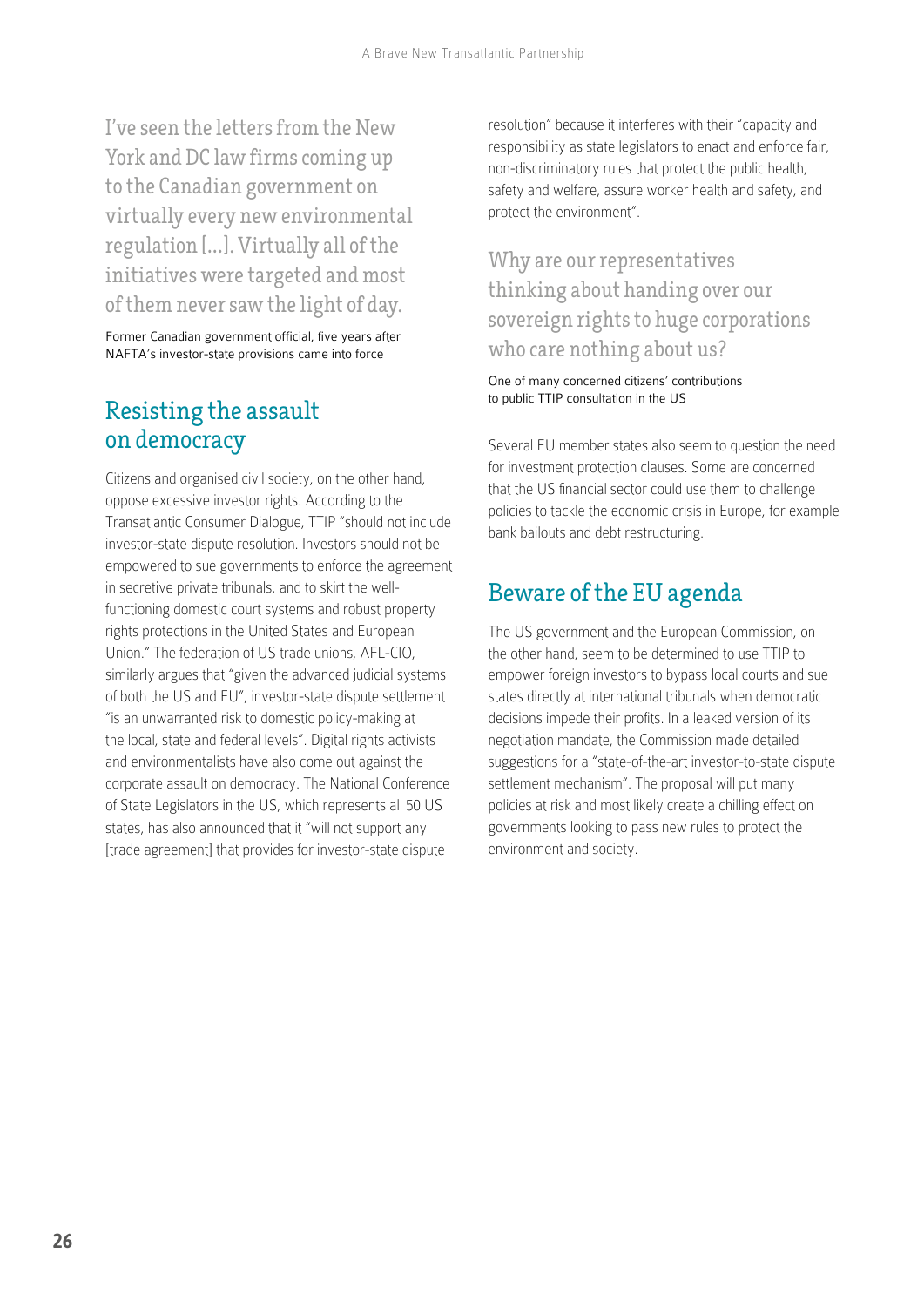> I've seen the letters from the New York and DC law firms coming up to the Canadian government on virtually every new environmental regulation [...]. Virtually all of the initiatives were targeted and most of them never saw the light of day.

Former Canadian government official, five years after NAFTA's investor-state provisions came into force

## Resisting the assault on democracy

Citizens and organised civil society, on the other hand, oppose excessive investor rights. According to the Transatlantic Consumer Dialogue, TTIP "should not include investor-state dispute resolution. Investors should not be empowered to sue governments to enforce the agreement in secretive private tribunals, and to skirt the well-functioning domestic court systems and robust property rights protections in the United States and European Union." The federation of US trade unions, AFL-CIO, similarly argues that "given the advanced judicial systems of both the US and EU", investor-state dispute settlement "is an unwarranted risk to domestic policy-making at the local, state and federal levels". Digital rights activists and environmentalists have also come out against the corporate assault on democracy. The National Conference of State Legislators in the US, which represents all 50 US states, has also announced that it "will not support any [trade agreement] that provides for investor-state dispute resolution" because it interferes with their "capacity and responsibility as state legislators to enact and enforce fair, non-discriminatory rules that protect the public health, safety and welfare, assure worker health and safety, and protect the environment".

> Why are our representatives thinking about handing over our sovereign rights to huge corporations who care nothing about us?

One of many concerned citizens' contributions to public TTIP consultation in the US

Several EU member states also seem to question the need for investment protection clauses. Some are concerned that the US financial sector could use them to challenge policies to tackle the economic crisis in Europe, for example bank bailouts and debt restructuring.

## Beware of the EU agenda

The US government and the European Commission, on the other hand, seem to be determined to use TTIP to empower foreign investors to bypass local courts and sue states directly at international tribunals when democratic decisions impede their profits. In a leaked version of its negotiation mandate, the Commission made detailed suggestions for a "state-of-the-art investor-to-state dispute settlement mechanism". The proposal will put many policies at risk and most likely create a chilling effect on governments looking to pass new rules to protect the environment and society.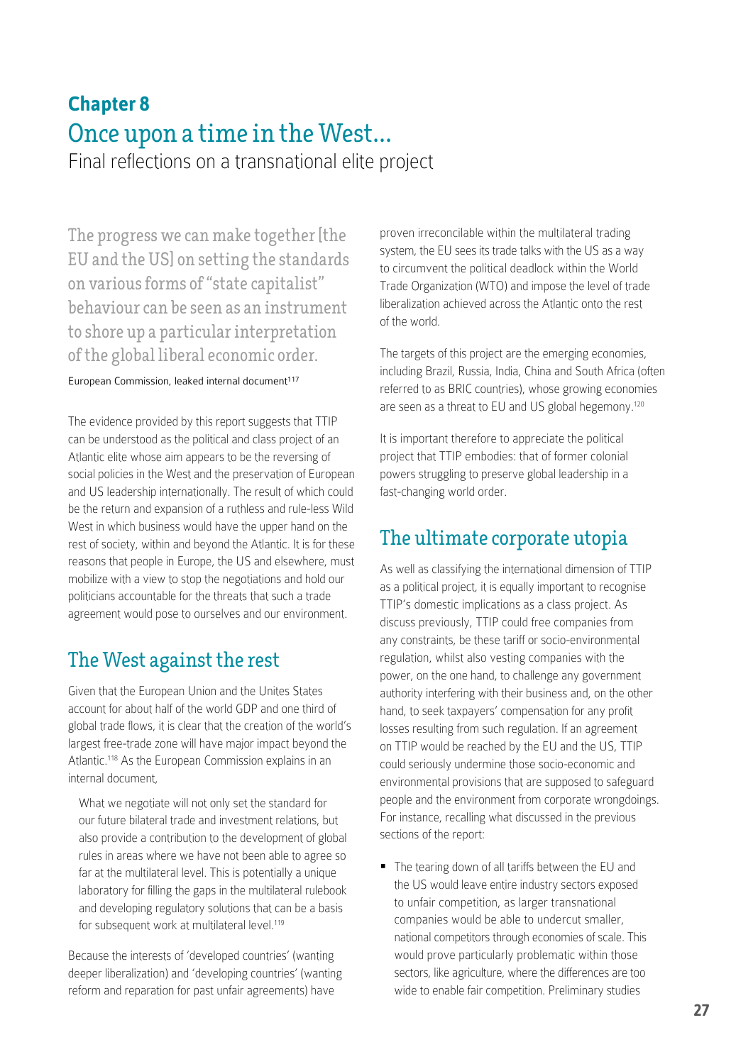## Chapter 8

# Once upon a time in the West…

Final reflections on a transnational elite project

> The progress we can make together [the EU and the US] on setting the standards on various forms of "state capitalist" behaviour can be seen as an instrument to shore up a particular interpretation of the global liberal economic order.
>
> European Commission, leaked internal document[117]

The evidence provided by this report suggests that TTIP can be understood as the political and class project of an Atlantic elite whose aim appears to be the reversing of social policies in the West and the preservation of European and US leadership internationally. The result of which could be the return and expansion of a ruthless and rule-less Wild West in which business would have the upper hand on the rest of society, within and beyond the Atlantic. It is for these reasons that people in Europe, the US and elsewhere, must mobilize with a view to stop the negotiations and hold our politicians accountable for the threats that such a trade agreement would pose to ourselves and our environment.

## The West against the rest

Given that the European Union and the Unites States account for about half of the world GDP and one third of global trade flows, it is clear that the creation of the world's largest free-trade zone will have major impact beyond the Atlantic.[118] As the European Commission explains in an internal document,

> What we negotiate will not only set the standard for our future bilateral trade and investment relations, but also provide a contribution to the development of global rules in areas where we have not been able to agree so far at the multilateral level. This is potentially a unique laboratory for filling the gaps in the multilateral rulebook and developing regulatory solutions that can be a basis for subsequent work at multilateral level.[119]

Because the interests of 'developed countries' (wanting deeper liberalization) and 'developing countries' (wanting reform and reparation for past unfair agreements) have proven irreconcilable within the multilateral trading system, the EU sees its trade talks with the US as a way to circumvent the political deadlock within the World Trade Organization (WTO) and impose the level of trade liberalization achieved across the Atlantic onto the rest of the world.

The targets of this project are the emerging economies, including Brazil, Russia, India, China and South Africa (often referred to as BRIC countries), whose growing economies are seen as a threat to EU and US global hegemony.[120]

It is important therefore to appreciate the political project that TTIP embodies: that of former colonial powers struggling to preserve global leadership in a fast-changing world order.

## The ultimate corporate utopia

As well as classifying the international dimension of TTIP as a political project, it is equally important to recognise TTIP's domestic implications as a class project. As discuss previously, TTIP could free companies from any constraints, be these tariff or socio-environmental regulation, whilst also vesting companies with the power, on the one hand, to challenge any government authority interfering with their business and, on the other hand, to seek taxpayers' compensation for any profit losses resulting from such regulation. If an agreement on TTIP would be reached by the EU and the US, TTIP could seriously undermine those socio-economic and environmental provisions that are supposed to safeguard people and the environment from corporate wrongdoings. For instance, recalling what discussed in the previous sections of the report:

- The tearing down of all tariffs between the EU and the US would leave entire industry sectors exposed to unfair competition, as larger transnational companies would be able to undercut smaller, national competitors through economies of scale. This would prove particularly problematic within those sectors, like agriculture, where the differences are too wide to enable fair competition. Preliminary studies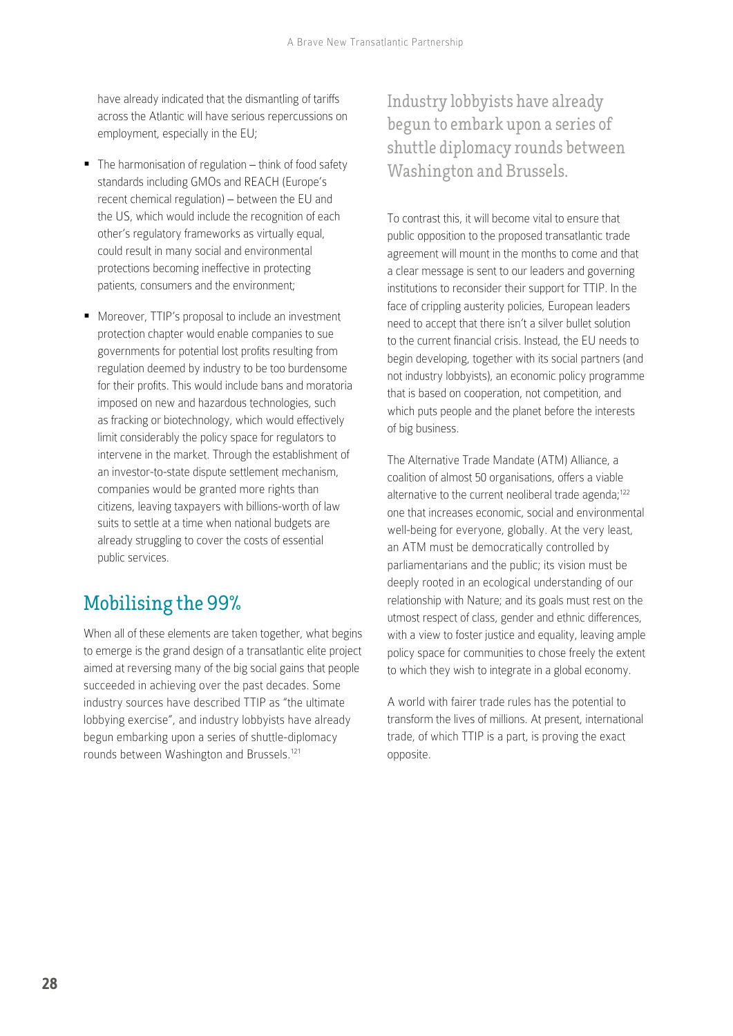have already indicated that the dismantling of tariffs across the Atlantic will have serious repercussions on employment, especially in the EU;

- The harmonisation of regulation – think of food safety standards including GMOs and REACH (Europe's recent chemical regulation) – between the EU and the US, which would include the recognition of each other's regulatory frameworks as virtually equal, could result in many social and environmental protections becoming ineffective in protecting patients, consumers and the environment;
- Moreover, TTIP's proposal to include an investment protection chapter would enable companies to sue governments for potential lost profits resulting from regulation deemed by industry to be too burdensome for their profits. This would include bans and moratoria imposed on new and hazardous technologies, such as fracking or biotechnology, which would effectively limit considerably the policy space for regulators to intervene in the market. Through the establishment of an investor-to-state dispute settlement mechanism, companies would be granted more rights than citizens, leaving taxpayers with billions-worth of law suits to settle at a time when national budgets are already struggling to cover the costs of essential public services.

## Mobilising the 99%

When all of these elements are taken together, what begins to emerge is the grand design of a transatlantic elite project aimed at reversing many of the big social gains that people succeeded in achieving over the past decades. Some industry sources have described TTIP as "the ultimate lobbying exercise", and industry lobbyists have already begun embarking upon a series of shuttle-diplomacy rounds between Washington and Brussels.[121]

> Industry lobbyists have already begun to embark upon a series of shuttle diplomacy rounds between Washington and Brussels.

To contrast this, it will become vital to ensure that public opposition to the proposed transatlantic trade agreement will mount in the months to come and that a clear message is sent to our leaders and governing institutions to reconsider their support for TTIP. In the face of crippling austerity policies, European leaders need to accept that there isn't a silver bullet solution to the current financial crisis. Instead, the EU needs to begin developing, together with its social partners (and not industry lobbyists), an economic policy programme that is based on cooperation, not competition, and which puts people and the planet before the interests of big business.

The Alternative Trade Mandate (ATM) Alliance, a coalition of almost 50 organisations, offers a viable alternative to the current neoliberal trade agenda;[122] one that increases economic, social and environmental well-being for everyone, globally. At the very least, an ATM must be democratically controlled by parliamentarians and the public; its vision must be deeply rooted in an ecological understanding of our relationship with Nature; and its goals must rest on the utmost respect of class, gender and ethnic differences, with a view to foster justice and equality, leaving ample policy space for communities to chose freely the extent to which they wish to integrate in a global economy.

A world with fairer trade rules has the potential to transform the lives of millions. At present, international trade, of which TTIP is a part, is proving the exact opposite.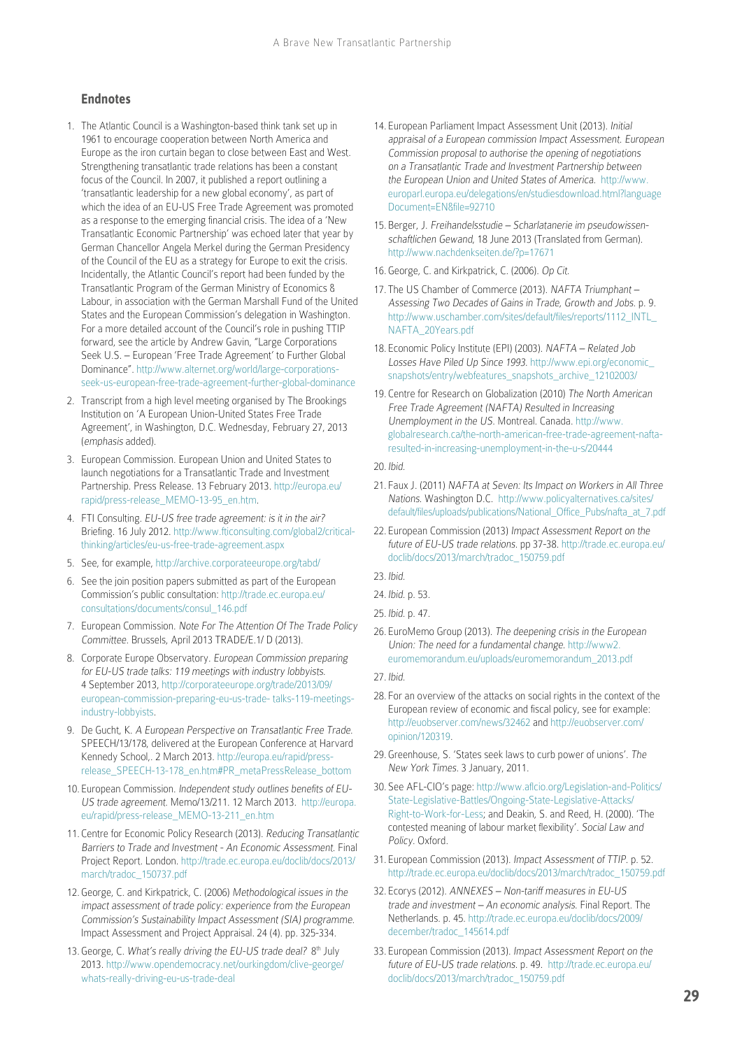## Endnotes

1. The Atlantic Council is a Washington-based think tank set up in 1961 to encourage cooperation between North America and Europe as the iron curtain began to close between East and West. Strengthening transatlantic trade relations has been a constant focus of the Council. In 2007, it published a report outlining a 'transatlantic leadership for a new global economy', as part of which the idea of an EU-US Free Trade Agreement was promoted as a response to the emerging financial crisis. The idea of a 'New Transatlantic Economic Partnership' was echoed later that year by German Chancellor Angela Merkel during the German Presidency of the Council of the EU as a strategy for Europe to exit the crisis. Incidentally, the Atlantic Council's report had been funded by the Transatlantic Program of the German Ministry of Economics & Labour, in association with the German Marshall Fund of the United States and the European Commission's delegation in Washington. For a more detailed account of the Council's role in pushing TTIP forward, see the article by Andrew Gavin, "Large Corporations Seek U.S. – European 'Free Trade Agreement' to Further Global Dominance". http://www.alternet.org/world/large-corporations-seek-us-european-free-trade-agreement-further-global-dominance
2. Transcript from a high level meeting organised by The Brookings Institution on 'A European Union-United States Free Trade Agreement', in Washington, D.C. Wednesday, February 27, 2013 (*emphasis* added).
3. European Commission. European Union and United States to launch negotiations for a Transatlantic Trade and Investment Partnership. Press Release. 13 February 2013. http://europa.eu/rapid/press-release_MEMO-13-95_en.htm.
4. FTI Consulting. *EU-US free trade agreement: is it in the air?* Briefing. 16 July 2012. http://www.fticonsulting.com/global2/critical-thinking/articles/eu-us-free-trade-agreement.aspx
5. See, for example, http://archive.corporateeurope.org/tabd/
6. See the join position papers submitted as part of the European Commission's public consultation: http://trade.ec.europa.eu/consultations/documents/consul_146.pdf
7. European Commission. *Note For The Attention Of The Trade Policy Committee*. Brussels, April 2013 TRADE/E.1/ D (2013).
8. Corporate Europe Observatory. *European Commission preparing for EU-US trade talks: 119 meetings with industry lobbyists.* 4 September 2013, http://corporateeurope.org/trade/2013/09/european-commission-preparing-eu-us-trade- talks-119-meetings-industry-lobbyists.
9. De Gucht, K. *A European Perspective on Transatlantic Free Trade.* SPEECH/13/178, delivered at the European Conference at Harvard Kennedy School,. 2 March 2013. http://europa.eu/rapid/press-release_SPEECH-13-178_en.htm#PR_metaPressRelease_bottom
10. European Commission. *Independent study outlines benefits of EU-US trade agreement.* Memo/13/211. 12 March 2013. http://europa.eu/rapid/press-release_MEMO-13-211_en.htm
11. Centre for Economic Policy Research (2013). *Reducing Transatlantic Barriers to Trade and Investment - An Economic Assessment.* Final Project Report. London. http://trade.ec.europa.eu/doclib/docs/2013/march/tradoc_150737.pdf
12. George, C. and Kirkpatrick, C. (2006) *Methodological issues in the impact assessment of trade policy: experience from the European Commission's Sustainability Impact Assessment (SIA) programme.* Impact Assessment and Project Appraisal. 24 (4). pp. 325-334.
13. George, C. *What's really driving the EU-US trade deal?* 8th July 2013. http://www.opendemocracy.net/ourkingdom/clive-george/whats-really-driving-eu-us-trade-deal
14. European Parliament Impact Assessment Unit (2013). *Initial appraisal of a European commission Impact Assessment. European Commission proposal to authorise the opening of negotiations on a Transatlantic Trade and Investment Partnership between the European Union and United States of America.* http://www.europarl.europa.eu/delegations/en/studiesdownload.html?languageDocument=EN&file=92710
15. Berger, J. *Freihandelsstudie – Scharlatanerie im pseudowissenschaftlichen Gewand,* 18 June 2013 (Translated from German). http://www.nachdenkseiten.de/?p=17671
16. George, C. and Kirkpatrick, C. (2006). *Op Cit.*
17. The US Chamber of Commerce (2013). *NAFTA Triumphant – Assessing Two Decades of Gains in Trade, Growth and Jobs.* p. 9. http://www.uschamber.com/sites/default/files/reports/1112_INTL_NAFTA_20Years.pdf
18. Economic Policy Institute (EPI) (2003). *NAFTA – Related Job Losses Have Piled Up Since 1993.* http://www.epi.org/economic_snapshots/entry/webfeatures_snapshots_archive_12102003/
19. Centre for Research on Globalization (2010) *The North American Free Trade Agreement (NAFTA) Resulted in Increasing Unemployment in the US.* Montreal. Canada. http://www.globalresearch.ca/the-north-american-free-trade-agreement-nafta-resulted-in-increasing-unemployment-in-the-u-s/20444
20. *Ibid.*
21. Faux J. (2011) *NAFTA at Seven: Its Impact on Workers in All Three Nations.* Washington D.C. http://www.policyalternatives.ca/sites/default/files/uploads/publications/National_Office_Pubs/nafta_at_7.pdf
22. European Commission (2013) *Impact Assessment Report on the future of EU-US trade relations.* pp 37-38. http://trade.ec.europa.eu/doclib/docs/2013/march/tradoc_150759.pdf
23. *Ibid.*
24. *Ibid.* p. 53.
25. *Ibid.* p. 47.
26. EuroMemo Group (2013). *The deepening crisis in the European Union: The need for a fundamental change.* http://www2.euromemorandum.eu/uploads/euromemorandum_2013.pdf
27. *Ibid.*
28. For an overview of the attacks on social rights in the context of the European review of economic and fiscal policy, see for example: http://euobserver.com/news/32462 and http://euobserver.com/opinion/120319.
29. Greenhouse, S. 'States seek laws to curb power of unions'. *The New York Times*. 3 January, 2011.
30. See AFL-CIO's page: http://www.aflcio.org/Legislation-and-Politics/State-Legislative-Battles/Ongoing-State-Legislative-Attacks/Right-to-Work-for-Less; and Deakin, S. and Reed, H. (2000). 'The contested meaning of labour market flexibility'. *Social Law and Policy*. Oxford.
31. European Commission (2013). *Impact Assessment of TTIP*. p. 52. http://trade.ec.europa.eu/doclib/docs/2013/march/tradoc_150759.pdf
32. Ecorys (2012). *ANNEXES – Non-tariff measures in EU-US trade and investment – An economic analysis.* Final Report. The Netherlands. p. 45. http://trade.ec.europa.eu/doclib/docs/2009/december/tradoc_145614.pdf
33. European Commission (2013). *Impact Assessment Report on the future of EU-US trade relations.* p. 49. http://trade.ec.europa.eu/doclib/docs/2013/march/tradoc_150759.pdf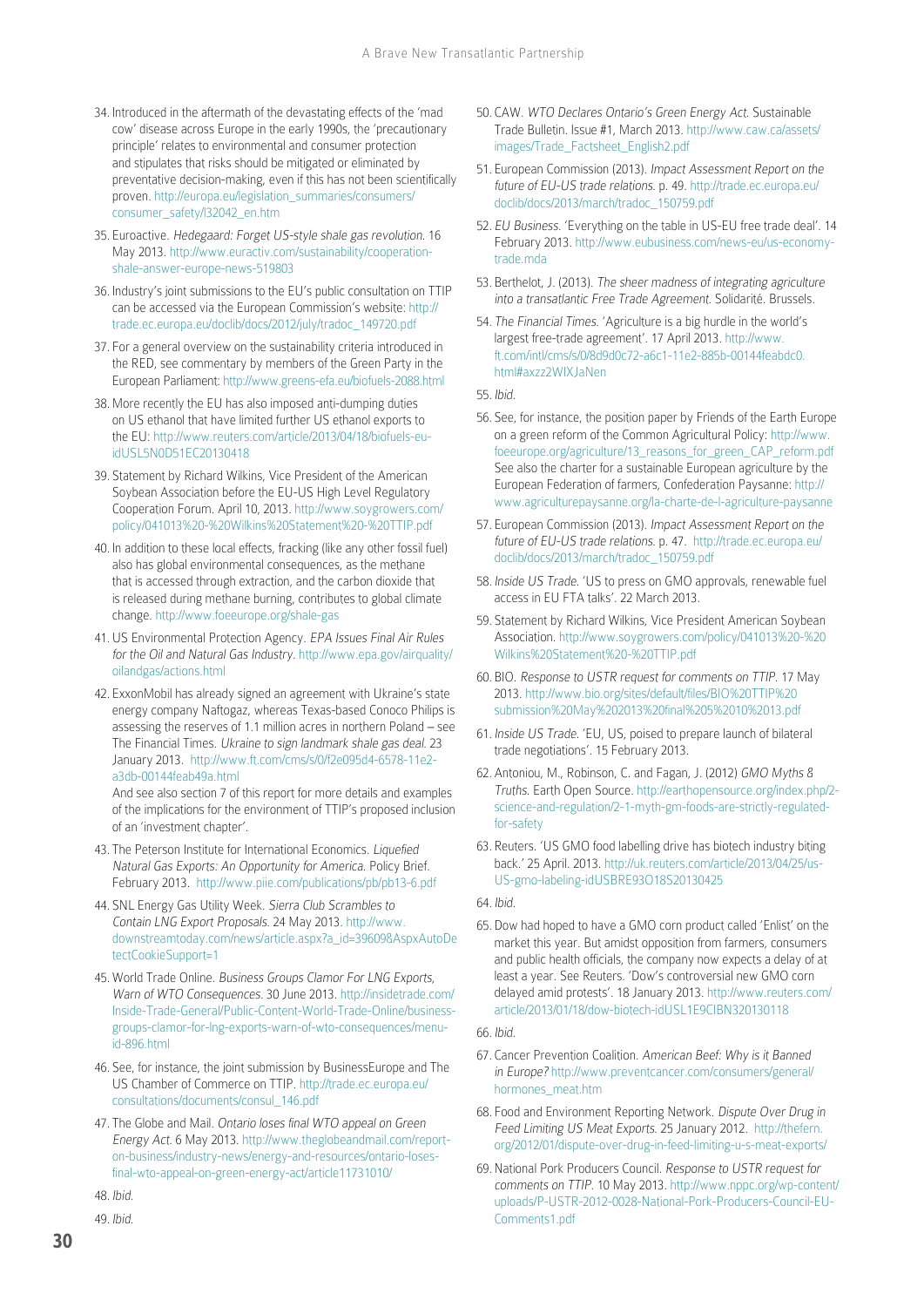34. Introduced in the aftermath of the devastating effects of the 'mad cow' disease across Europe in the early 1990s, the 'precautionary principle' relates to environmental and consumer protection and stipulates that risks should be mitigated or eliminated by preventative decision-making, even if this has not been scientifically proven. http://europa.eu/legislation_summaries/consumers/consumer_safety/l32042_en.htm

35. Euroactive. *Hedegaard: Forget US-style shale gas revolution*. 16 May 2013. http://www.euractiv.com/sustainability/cooperation-shale-answer-europe-news-519803

36. Industry's joint submissions to the EU's public consultation on TTIP can be accessed via the European Commission's website: http://trade.ec.europa.eu/doclib/docs/2012/july/tradoc_149720.pdf

37. For a general overview on the sustainability criteria introduced in the RED, see commentary by members of the Green Party in the European Parliament: http://www.greens-efa.eu/biofuels-2088.html

38. More recently the EU has also imposed anti-dumping duties on US ethanol that have limited further US ethanol exports to the EU: http://www.reuters.com/article/2013/04/18/biofuels-eu-idUSL5N0D51EC20130418

39. Statement by Richard Wilkins, Vice President of the American Soybean Association before the EU-US High Level Regulatory Cooperation Forum. April 10, 2013. http://www.soygrowers.com/policy/041013%20-%20Wilkins%20Statement%20-%20TTIP.pdf

40. In addition to these local effects, fracking (like any other fossil fuel) also has global environmental consequences, as the methane that is accessed through extraction, and the carbon dioxide that is released during methane burning, contributes to global climate change. http://www.foeeurope.org/shale-gas

41. US Environmental Protection Agency. *EPA Issues Final Air Rules for the Oil and Natural Gas Industry*. http://www.epa.gov/airquality/oilandgas/actions.html

42. ExxonMobil has already signed an agreement with Ukraine's state energy company Naftogaz, whereas Texas-based Conoco Philips is assessing the reserves of 1.1 million acres in northern Poland – see The Financial Times. *Ukraine to sign landmark shale gas deal*. 23 January 2013. http://www.ft.com/cms/s/0/f2e095d4-6578-11e2-a3db-00144feab49a.html

    And see also section 7 of this report for more details and examples of the implications for the environment of TTIP's proposed inclusion of an 'investment chapter'.

43. The Peterson Institute for International Economics. *Liquefied Natural Gas Exports: An Opportunity for America*. Policy Brief. February 2013. http://www.piie.com/publications/pb/pb13-6.pdf

44. SNL Energy Gas Utility Week. *Sierra Club Scrambles to Contain LNG Export Proposals*. 24 May 2013. http://www.downstreamtoday.com/news/article.aspx?a_id=39609&AspxAutoDetectCookieSupport=1

45. World Trade Online. *Business Groups Clamor For LNG Exports, Warn of WTO Consequences*. 30 June 2013. http://insidetrade.com/Inside-Trade-General/Public-Content-World-Trade-Online/business-groups-clamor-for-lng-exports-warn-of-wto-consequences/menu-id-896.html

46. See, for instance, the joint submission by BusinessEurope and The US Chamber of Commerce on TTIP. http://trade.ec.europa.eu/consultations/documents/consul_146.pdf

47. The Globe and Mail. *Ontario loses final WTO appeal on Green Energy Act*. 6 May 2013. http://www.theglobeandmail.com/report-on-business/industry-news/energy-and-resources/ontario-loses-final-wto-appeal-on-green-energy-act/article11731010/

48. *Ibid*.

49. *Ibid*.

50. CAW. *WTO Declares Ontario's Green Energy Act*. Sustainable Trade Bulletin. Issue #1, March 2013. http://www.caw.ca/assets/images/Trade_Factsheet_English2.pdf

51. European Commission (2013). *Impact Assessment Report on the future of EU-US trade relations*. p. 49. http://trade.ec.europa.eu/doclib/docs/2013/march/tradoc_150759.pdf

52. *EU Business*. 'Everything on the table in US-EU free trade deal'. 14 February 2013. http://www.eubusiness.com/news-eu/us-economy-trade.mda

53. Berthelot, J. (2013). *The sheer madness of integrating agriculture into a transatlantic Free Trade Agreement*. Solidarité. Brussels.

54. *The Financial Times*. 'Agriculture is a big hurdle in the world's largest free-trade agreement'. 17 April 2013. http://www.ft.com/intl/cms/s/0/8d9d0c72-a6c1-11e2-885b-00144feabdc0.html#axzz2WIXJaNen

55. *Ibid*.

56. See, for instance, the position paper by Friends of the Earth Europe on a green reform of the Common Agricultural Policy: http://www.foeeurope.org/agriculture/13_reasons_for_green_CAP_reform.pdf See also the charter for a sustainable European agriculture by the European Federation of farmers, Confederation Paysanne: http://www.agriculturepaysanne.org/la-charte-de-l-agriculture-paysanne

57. European Commission (2013). *Impact Assessment Report on the future of EU-US trade relations*. p. 47. http://trade.ec.europa.eu/doclib/docs/2013/march/tradoc_150759.pdf

58. *Inside US Trade*. 'US to press on GMO approvals, renewable fuel access in EU FTA talks'. 22 March 2013.

59. Statement by Richard Wilkins, Vice President American Soybean Association. http://www.soygrowers.com/policy/041013%20-%20Wilkins%20Statement%20-%20TTIP.pdf

60. BIO. *Response to USTR request for comments on TTIP*. 17 May 2013. http://www.bio.org/sites/default/files/BIO%20TTIP%20submission%20May%202013%20final%205%2010%2013.pdf

61. *Inside US Trade*. 'EU, US, poised to prepare launch of bilateral trade negotiations'. 15 February 2013.

62. Antoniou, M., Robinson, C. and Fagan, J. (2012) *GMO Myths & Truths*. Earth Open Source. http://earthopensource.org/index.php/2-science-and-regulation/2-1-myth-gm-foods-are-strictly-regulated-for-safety

63. Reuters. 'US GMO food labelling drive has biotech industry biting back.' 25 April. 2013. http://uk.reuters.com/article/2013/04/25/us-US-gmo-labeling-idUSBRE93O18S20130425

64. *Ibid*.

65. Dow had hoped to have a GMO corn product called 'Enlist' on the market this year. But amidst opposition from farmers, consumers and public health officials, the company now expects a delay of at least a year. See Reuters. 'Dow's controversial new GMO corn delayed amid protests'. 18 January 2013. http://www.reuters.com/article/2013/01/18/dow-biotech-idUSL1E9CIBN320130118

66. *Ibid*.

67. Cancer Prevention Coalition. *American Beef: Why is it Banned in Europe?* http://www.preventcancer.com/consumers/general/hormones_meat.htm

68. Food and Environment Reporting Network. *Dispute Over Drug in Feed Limiting US Meat Exports*. 25 January 2012. http://thefern.org/2012/01/dispute-over-drug-in-feed-limiting-u-s-meat-exports/

69. National Pork Producers Council. *Response to USTR request for comments on TTIP*. 10 May 2013. http://www.nppc.org/wp-content/uploads/P-USTR-2012-0028-National-Pork-Producers-Council-EU-Comments1.pdf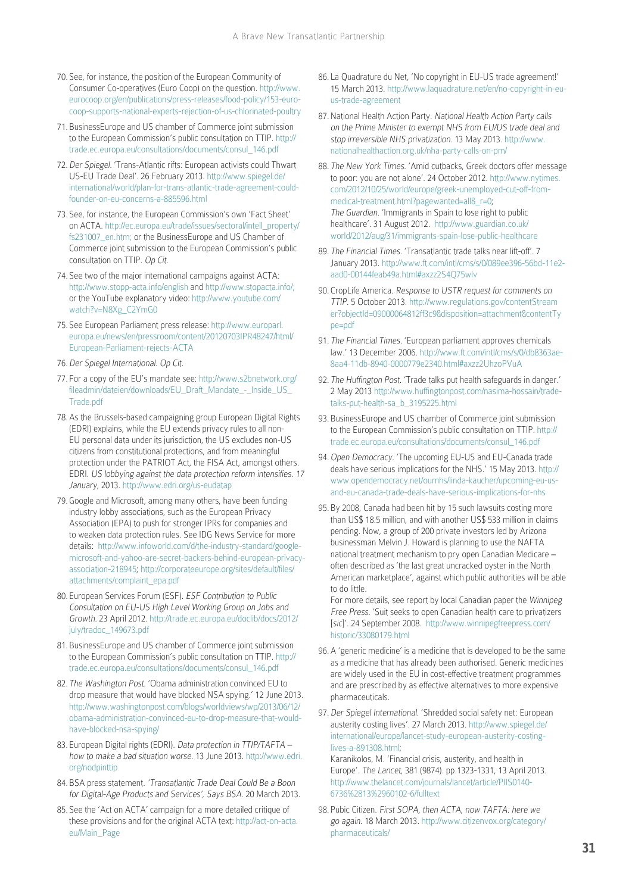70. See, for instance, the position of the European Community of Consumer Co-operatives (Euro Coop) on the question. http://www.eurocoop.org/en/publications/press-releases/food-policy/153-euro-coop-supports-national-experts-rejection-of-us-chlorinated-poultry

71. BusinessEurope and US chamber of Commerce joint submission to the European Commission's public consultation on TTIP. http://trade.ec.europa.eu/consultations/documents/consul_146.pdf

72. *Der Spiegel*. 'Trans-Atlantic rifts: European activists could Thwart US-EU Trade Deal'. 26 February 2013. http://www.spiegel.de/international/world/plan-for-trans-atlantic-trade-agreement-could-founder-on-eu-concerns-a-885596.html

73. See, for instance, the European Commission's own 'Fact Sheet' on ACTA. http://ec.europa.eu/trade/issues/sectoral/intell_property/fs231007_en.htm; or the BusinessEurope and US Chamber of Commerce joint submission to the European Commission's public consultation on TTIP. *Op Cit.*

74. See two of the major international campaigns against ACTA: http://www.stopp-acta.info/english and http://www.stopacta.info/; or the YouTube explanatory video: http://www.youtube.com/watch?v=N8Xg_C2YmG0

75. See European Parliament press release: http://www.europarl.europa.eu/news/en/pressroom/content/20120703IPR48247/html/European-Parliament-rejects-ACTA

76. *Der Spiegel International*. *Op Cit.*

77. For a copy of the EU's mandate see: http://www.s2bnetwork.org/fileadmin/dateien/downloads/EU_Draft_Mandate_-_Inside_US_Trade.pdf

78. As the Brussels-based campaigning group European Digital Rights (EDRI) explains, while the EU extends privacy rules to all non-EU personal data under its jurisdiction, the US excludes non-US citizens from constitutional protections, and from meaningful protection under the PATRIOT Act, the FISA Act, amongst others. EDRI. *US lobbying against the data protection reform intensifies. 17 January*, 2013. http://www.edri.org/us-eudatap

79. Google and Microsoft, among many others, have been funding industry lobby associations, such as the European Privacy Association (EPA) to push for stronger IPRs for companies and to weaken data protection rules. See IDG News Service for more details: http://www.infoworld.com/d/the-industry-standard/google-microsoft-and-yahoo-are-secret-backers-behind-european-privacy-association-218945; http://corporateeurope.org/sites/default/files/attachments/complaint_epa.pdf

80. European Services Forum (ESF). *ESF Contribution to Public Consultation on EU-US High Level Working Group on Jobs and Growth.* 23 April 2012. http://trade.ec.europa.eu/doclib/docs/2012/july/tradoc_149673.pdf

81. BusinessEurope and US chamber of Commerce joint submission to the European Commission's public consultation on TTIP. http://trade.ec.europa.eu/consultations/documents/consul_146.pdf

82. *The Washington Post*. 'Obama administration convinced EU to drop measure that would have blocked NSA spying.' 12 June 2013. http://www.washingtonpost.com/blogs/worldviews/wp/2013/06/12/obama-administration-convinced-eu-to-drop-measure-that-would-have-blocked-nsa-spying/

83. European Digital rights (EDRI). *Data protection in TTIP/TAFTA – how to make a bad situation worse.* 13 June 2013. http://www.edri.org/nodpinttip

84. BSA press statement. *'Transatlantic Trade Deal Could Be a Boon for Digital-Age Products and Services', Says BSA.* 20 March 2013.

85. See the 'Act on ACTA' campaign for a more detailed critique of these provisions and for the original ACTA text: http://act-on-acta.eu/Main_Page

86. La Quadrature du Net, 'No copyright in EU-US trade agreement!' 15 March 2013. http://www.laquadrature.net/en/no-copyright-in-eu-us-trade-agreement

87. National Health Action Party. *National Health Action Party calls on the Prime Minister to exempt NHS from EU/US trade deal and stop irreversible NHS privatization.* 13 May 2013. http://www.nationalhealthaction.org.uk/nha-party-calls-on-pm/

88. *The New York Times*. 'Amid cutbacks, Greek doctors offer message to poor: you are not alone'. 24 October 2012. http://www.nytimes.com/2012/10/25/world/europe/greek-unemployed-cut-off-from-medical-treatment.html?pagewanted=all&_r=0;
*The Guardian*. 'Immigrants in Spain to lose right to public healthcare'. 31 August 2012. http://www.guardian.co.uk/world/2012/aug/31/immigrants-spain-lose-public-healthcare

89. *The Financial Times*. 'Transatlantic trade talks near lift-off'. 7 January 2013. http://www.ft.com/intl/cms/s/0/089ee396-56bd-11e2-aad0-00144feab49a.html#axzz2S4Q75wlv

90. CropLife America. *Response to USTR request for comments on TTIP.* 5 October 2013. http://www.regulations.gov/contentStreamer?objectId=09000064812ff3c9&disposition=attachment&contentType=pdf

91. *The Financial Times*. 'European parliament approves chemicals law.' 13 December 2006. http://www.ft.com/intl/cms/s/0/db8363ae-8aa4-11db-8940-0000779e2340.html#axzz2UhzoPVuA

92. *The Huffington Post.* 'Trade talks put health safeguards in danger.' 2 May 2013 http://www.huffingtonpost.com/nasima-hossain/trade-talks-put-health-sa_b_3195225.html

93. BusinessEurope and US chamber of Commerce joint submission to the European Commission's public consultation on TTIP. http://trade.ec.europa.eu/consultations/documents/consul_146.pdf

94. *Open Democracy*. 'The upcoming EU-US and EU-Canada trade deals have serious implications for the NHS.' 15 May 2013. http://www.opendemocracy.net/ournhs/linda-kaucher/upcoming-eu-us-and-eu-canada-trade-deals-have-serious-implications-for-nhs

95. By 2008, Canada had been hit by 15 such lawsuits costing more than US$ 18.5 million, and with another US$ 533 million in claims pending. Now, a group of 200 private investors led by Arizona businessman Melvin J. Howard is planning to use the NAFTA national treatment mechanism to pry open Canadian Medicare – often described as 'the last great uncracked oyster in the North American marketplace', against which public authorities will be able to do little.
For more details, see report by local Canadian paper the *Winnipeg Free Press*. 'Suit seeks to open Canadian health care to privatizers [*sic*]'. 24 September 2008. http://www.winnipegfreepress.com/historic/33080179.html

96. A 'generic medicine' is a medicine that is developed to be the same as a medicine that has already been authorised. Generic medicines are widely used in the EU in cost-effective treatment programmes and are prescribed by as effective alternatives to more expensive pharmaceuticals.

97. *Der Spiegel International*. 'Shredded social safety net: European austerity costing lives'. 27 March 2013. http://www.spiegel.de/international/europe/lancet-study-european-austerity-costing-lives-a-891308.html;
Karanikolos, M. 'Financial crisis, austerity, and health in Europe'. *The Lancet*, 381 (9874). pp.1323-1331, 13 April 2013. http://www.thelancet.com/journals/lancet/article/PIIS0140-6736%2813%2960102-6/fulltext

98. Pubic Citizen. *First SOPA, then ACTA, now TAFTA: here we go again.* 18 March 2013. http://www.citizenvox.org/category/pharmaceuticals/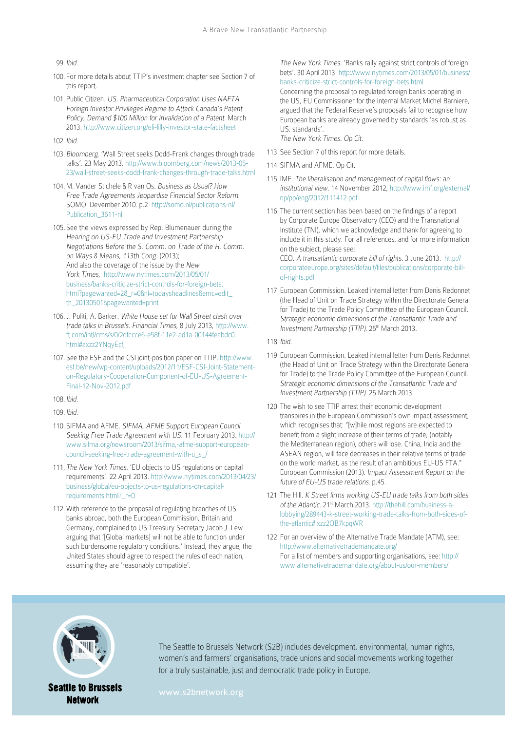99. *Ibid.*

100. For more details about TTIP's investment chapter see Section 7 of this report.

101. Public Citizen. *US. Pharmaceutical Corporation Uses NAFTA Foreign Investor Privileges Regime to Attack Canada's Patent Policy, Demand $100 Million for Invalidation of a Patent.* March 2013. http://www.citizen.org/eli-lilly-investor-state-factsheet

102. *Ibid.*

103. *Bloomberg*. 'Wall Street seeks Dodd-Frank changes through trade talks'. 23 May 2013. http://www.bloomberg.com/news/2013-05-23/wall-street-seeks-dodd-frank-changes-through-trade-talks.html

104. M. Vander Stichele & R van Os. *Business as Usual? How Free Trade Agreements Jeopardise Financial Sector Reform.* SOMO. Devember 2010. p.2 http://somo.nl/publications-nl/Publication_3611-nl

105. See the views expressed by Rep. Blumenauer during the *Hearing on US-EU Trade and Investment Partnership Negotiations Before the S. Comm. on Trade of the H. Comm. on Ways & Means, 113th Cong.* (2013);
And also the coverage of the issue by the *New York Times*, http://www.nytimes.com/2013/05/01/business/banks-criticize-strict-controls-for-foreign-bets.html?pagewanted=2&_r=0&nl=todaysheadlines&emc=edit_th_20130501&pagewanted=print

106. J. Politi, A. Barker. *White House set for Wall Street clash over trade talks in Brussels. Financial Times,* 8 July 2013, http://www.ft.com/intl/cms/s/0/2dfccce6-e58f-11e2-ad1a-00144feabdc0.html#axzz2YNqyEcfj

107. See the ESF and the CSI joint-position paper on TTIP. http://www.esf.be/new/wp-content/uploads/2012/11/ESF-CSI-Joint-Statement-on-Regulatory-Cooperation-Component-of-EU-US-Agreement-Final-12-Nov-2012.pdf

108. *Ibid.*

109. *Ibid.*

110. SIFMA and AFME. *SIFMA, AFME Support European Council Seeking Free Trade Agreement with US.* 11 February 2013. http://www.sifma.org/newsroom/2013/sifma,-afme-support-european-council-seeking-free-trade-agreement-with-u_s_/

111. *The New York Times*. 'EU objects to US regulations on capital requirements'. 22 April 2013. http://www.nytimes.com/2013/04/23/business/global/eu-objects-to-us-regulations-on-capital-requirements.html?_r=0

112. With reference to the proposal of regulating branches of US banks abroad, both the European Commission, Britain and Germany, complained to US Treasury Secretary Jacob J. Lew arguing that '[Global markets] will not be able to function under such burdensome regulatory conditions.' Instead, they argue, the United States should agree to respect the rules of each nation, assuming they are 'reasonably compatible'.
*The New York Times*. 'Banks rally against strict controls of foreign bets'. 30 April 2013. http://www.nytimes.com/2013/05/01/business/banks-criticize-strict-controls-for-foreign-bets.html
Concerning the proposal to regulated foreign banks operating in the US, EU Commissioner for the Internal Market Michel Barniere, argued that the Federal Reserve's proposals fail to recognise how European banks are already governed by standards 'as robust as US. standards'.
*The New York Times. Op Cit.*

113. See Section 7 of this report for more details.

114. SIFMA and AFME. Op Cit.

115. IMF. *The liberalisation and management of capital flows: an institutional view*. 14 November 2012, http://www.imf.org/external/np/pp/eng/2012/111412.pdf

116. The current section has been based on the findings of a report by Corporate Europe Observatory (CEO) and the Transnational Institute (TNI), which we acknowledge and thank for agreeing to include it in this study. For all references, and for more information on the subject, please see:
CEO. *A transatlantic corporate bill of rights.* 3 June 2013. http://corporateeurope.org/sites/default/files/publications/corporate-bill-of-rights.pdf

117. European Commission. Leaked internal letter from Denis Redonnet (the Head of Unit on Trade Strategy within the Directorate General for Trade) to the Trade Policy Committee of the European Council. *Strategic economic dimensions of the Transatlantic Trade and Investment Partnership (TTIP).* 25th March 2013.

118. *Ibid.*

119. European Commission. Leaked internal letter from Denis Redonnet (the Head of Unit on Trade Strategy within the Directorate General for Trade) to the Trade Policy Committee of the European Council. *Strategic economic dimensions of the Transatlantic Trade and Investment Partnership (TTIP).* 25 March 2013.

120. The wish to see TTIP arrest their economic development transpires in the European Commission's own impact assessment, which recognises that: "[w]hile most regions are expected to benefit from a slight increase of their terms of trade, (notably the Mediterranean region), others will lose. China, India and the ASEAN region, will face decreases in their relative terms of trade on the world market, as the result of an ambitious EU-US FTA." European Commission (2013). *Impact Assessment Report on the future of EU-US trade relations.* p.45.

121. The Hill. *K Street firms working US-EU trade talks from both sides of the Atlantic.* 21st March 2013. http://thehill.com/business-a-lobbying/289443-k-street-working-trade-talks-from-both-sides-of-the-atlantic#ixzz2OB7kpqWR

122. For an overview of the Alternative Trade Mandate (ATM), see: http://www.alternativetrademandate.org/
For a list of members and supporting organisations, see: http://www.alternativetrademandate.org/about-us/our-members/

**Seattle to Brussels Network**

The Seattle to Brussels Network (S2B) includes development, environmental, human rights, women's and farmers' organisations, trade unions and social movements working together for a truly sustainable, just and democratic trade policy in Europe.

www.s2bnetwork.org